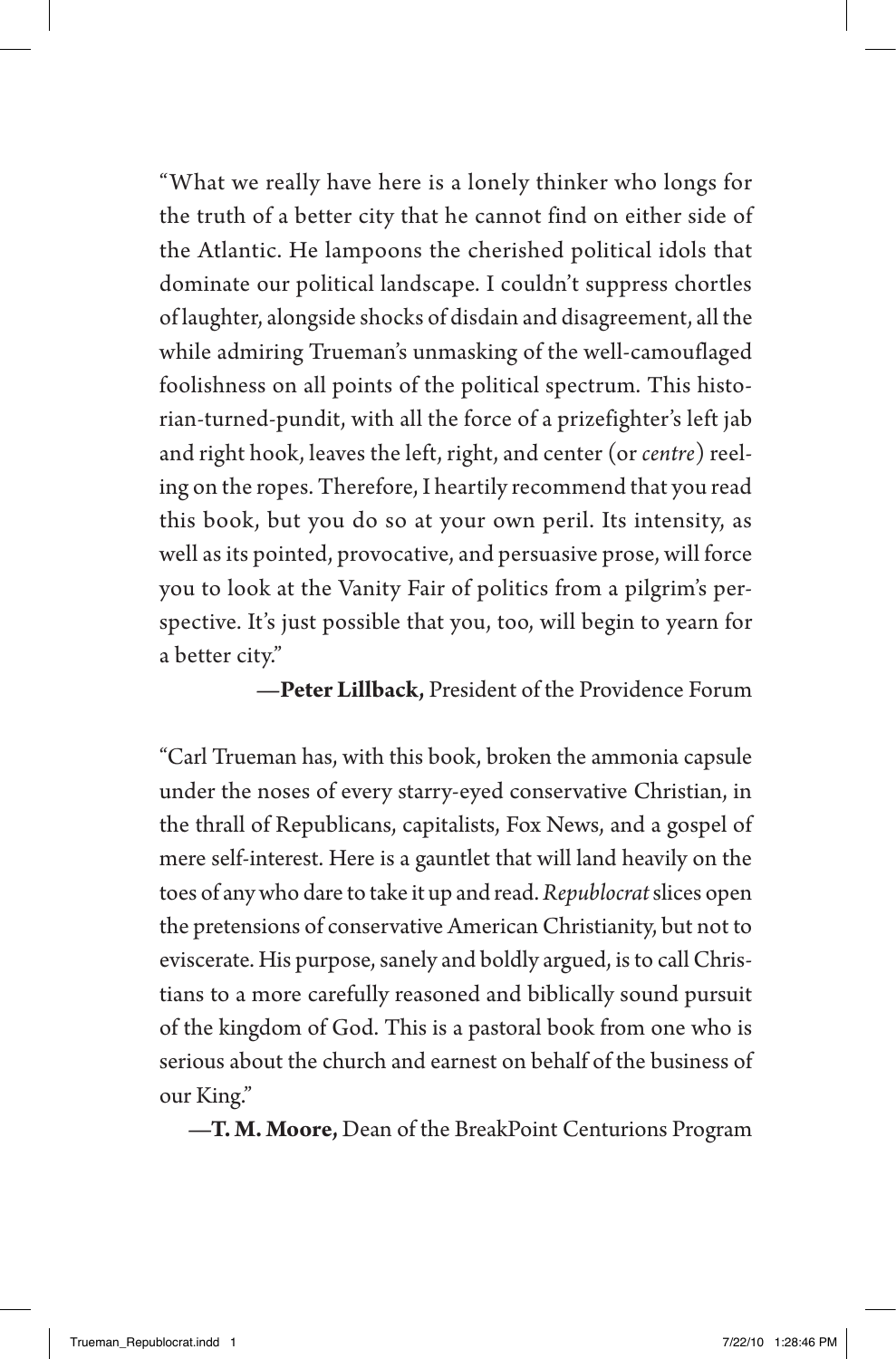"What we really have here is a lonely thinker who longs for the truth of a better city that he cannot find on either side of the Atlantic. He lampoons the cherished political idols that dominate our political landscape. I couldn't suppress chortles of laughter, alongside shocks of disdain and disagreement, all the while admiring Trueman's unmasking of the well-camouflaged foolishness on all points of the political spectrum. This historian-turned-pundit, with all the force of a prizefighter's left jab and right hook, leaves the left, right, and center (or *centre*) reeling on the ropes. Therefore, I heartily recommend that you read this book, but you do so at your own peril. Its intensity, as well as its pointed, provocative, and persuasive prose, will force you to look at the Vanity Fair of politics from a pilgrim's perspective. It's just possible that you, too, will begin to yearn for a better city."

—**Peter Lillback,** President of the Providence Forum

"Carl Trueman has, with this book, broken the ammonia capsule under the noses of every starry-eyed conservative Christian, in the thrall of Republicans, capitalists, Fox News, and a gospel of mere self-interest. Here is a gauntlet that will land heavily on the toes of any who dare to take it up and read. *Republocrat* slices open the pretensions of conservative American Christianity, but not to eviscerate. His purpose, sanely and boldly argued, is to call Christians to a more carefully reasoned and biblically sound pursuit of the kingdom of God. This is a pastoral book from one who is serious about the church and earnest on behalf of the business of our King."

—**T. M. Moore,** Dean of the BreakPoint Centurions Program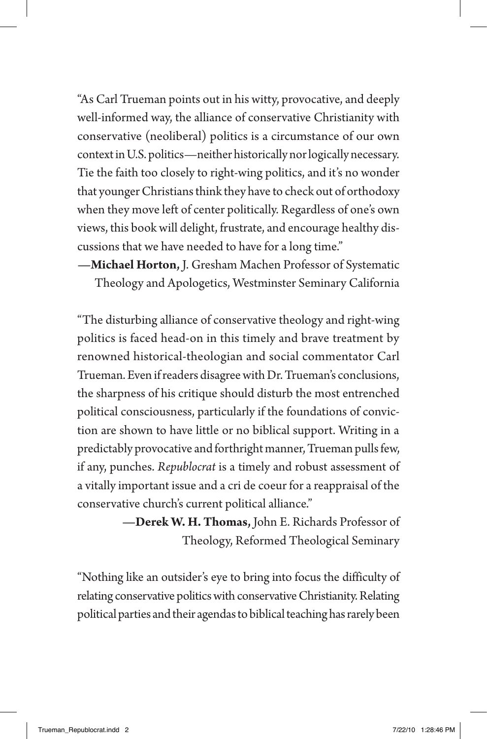"As Carl Trueman points out in his witty, provocative, and deeply well-informed way, the alliance of conservative Christianity with conservative (neoliberal) politics is a circumstance of our own context in U.S. politics—neither historically nor logically necessary. Tie the faith too closely to right-wing politics, and it's no wonder that younger Christians think they have to check out of orthodoxy when they move left of center politically. Regardless of one's own views, this book will delight, frustrate, and encourage healthy discussions that we have needed to have for a long time."

—**Michael Horton,** J. Gresham Machen Professor of Systematic Theology and Apologetics, Westminster Seminary California

"The disturbing alliance of conservative theology and right-wing politics is faced head-on in this timely and brave treatment by renowned historical-theologian and social commentator Carl Trueman. Even if readers disagree with Dr. Trueman's conclusions, the sharpness of his critique should disturb the most entrenched political consciousness, particularly if the foundations of conviction are shown to have little or no biblical support. Writing in a predictably provocative and forthright manner, Trueman pulls few, if any, punches. *Republocrat* is a timely and robust assessment of a vitally important issue and a cri de coeur for a reappraisal of the conservative church's current political alliance."

—**Derek W. H. Thomas,** John E. Richards Professor of Theology, Reformed Theological Seminary

"Nothing like an outsider's eye to bring into focus the difficulty of relating conservative politics with conservative Christianity. Relating political parties and their agendas to biblical teaching has rarely been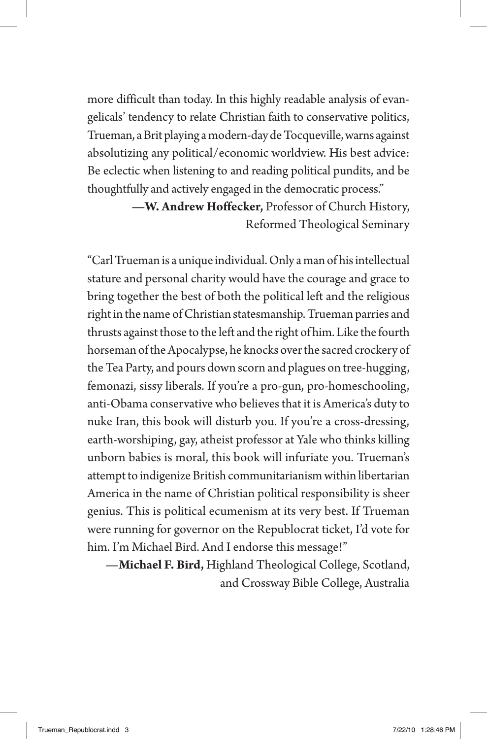more difficult than today. In this highly readable analysis of evangelicals' tendency to relate Christian faith to conservative politics, Trueman, a Brit playing a modern-day de Tocqueville, warns against absolutizing any political/economic worldview. His best advice: Be eclectic when listening to and reading political pundits, and be thoughtfully and actively engaged in the democratic process."

—**W. Andrew Hoffecker,** Professor of Church History, Reformed Theological Seminary

"Carl Trueman is a unique individual. Only a man of his intellectual stature and personal charity would have the courage and grace to bring together the best of both the political left and the religious right in the name of Christian statesmanship. Trueman parries and thrusts against those to the left and the right of him. Like the fourth horseman of the Apocalypse, he knocks over the sacred crockery of the Tea Party, and pours down scorn and plagues on tree-hugging, femonazi, sissy liberals. If you're a pro-gun, pro-homeschooling, anti-Obama conservative who believes that it is America's duty to nuke Iran, this book will disturb you. If you're a cross-dressing, earth-worshiping, gay, atheist professor at Yale who thinks killing unborn babies is moral, this book will infuriate you. Trueman's attempt to indigenize British communitarianism within libertarian America in the name of Christian political responsibility is sheer genius. This is political ecumenism at its very best. If Trueman were running for governor on the Republocrat ticket, I'd vote for him. I'm Michael Bird. And I endorse this message!"

—**Michael F. Bird,** Highland Theological College, Scotland, and Crossway Bible College, Australia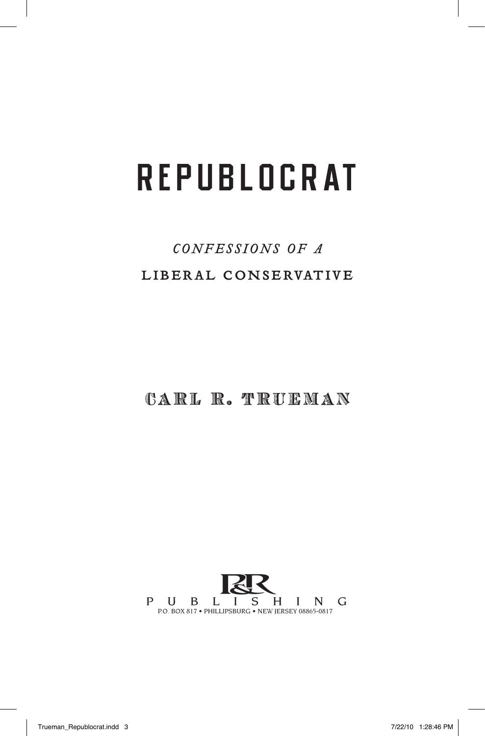# REPUBLOCRAT

*CONFESSIONS OF A*

LIBERAL CONSERVATIVE

CARL R. TRUEMAN

P&R PUBLISHING
P.O. BOX 817 • PHILLIPSBURG • NEW JERSEY 08865-0817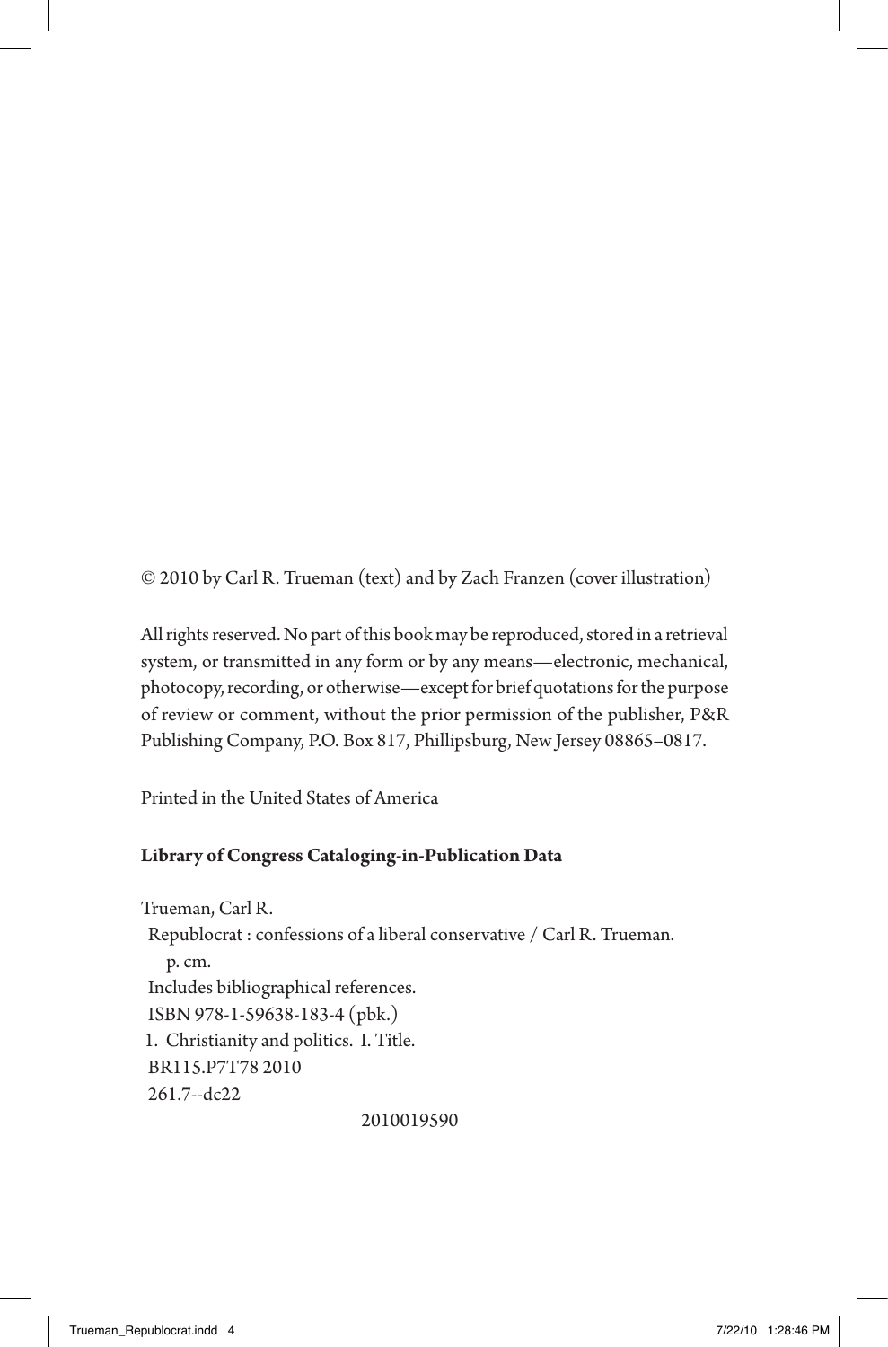© 2010 by Carl R. Trueman (text) and by Zach Franzen (cover illustration)

All rights reserved. No part of this book may be reproduced, stored in a retrieval system, or transmitted in any form or by any means—electronic, mechanical, photocopy, recording, or otherwise—except for brief quotations for the purpose of review or comment, without the prior permission of the publisher, P&R Publishing Company, P.O. Box 817, Phillipsburg, New Jersey 08865–0817.

Printed in the United States of America

**Library of Congress Cataloging-in-Publication Data**

Trueman, Carl R.
 Republocrat : confessions of a liberal conservative / Carl R. Trueman.
  p. cm.
 Includes bibliographical references.
 ISBN 978-1-59638-183-4 (pbk.)
 1. Christianity and politics. I. Title.
 BR115.P7T78 2010
 261.7--dc22

2010019590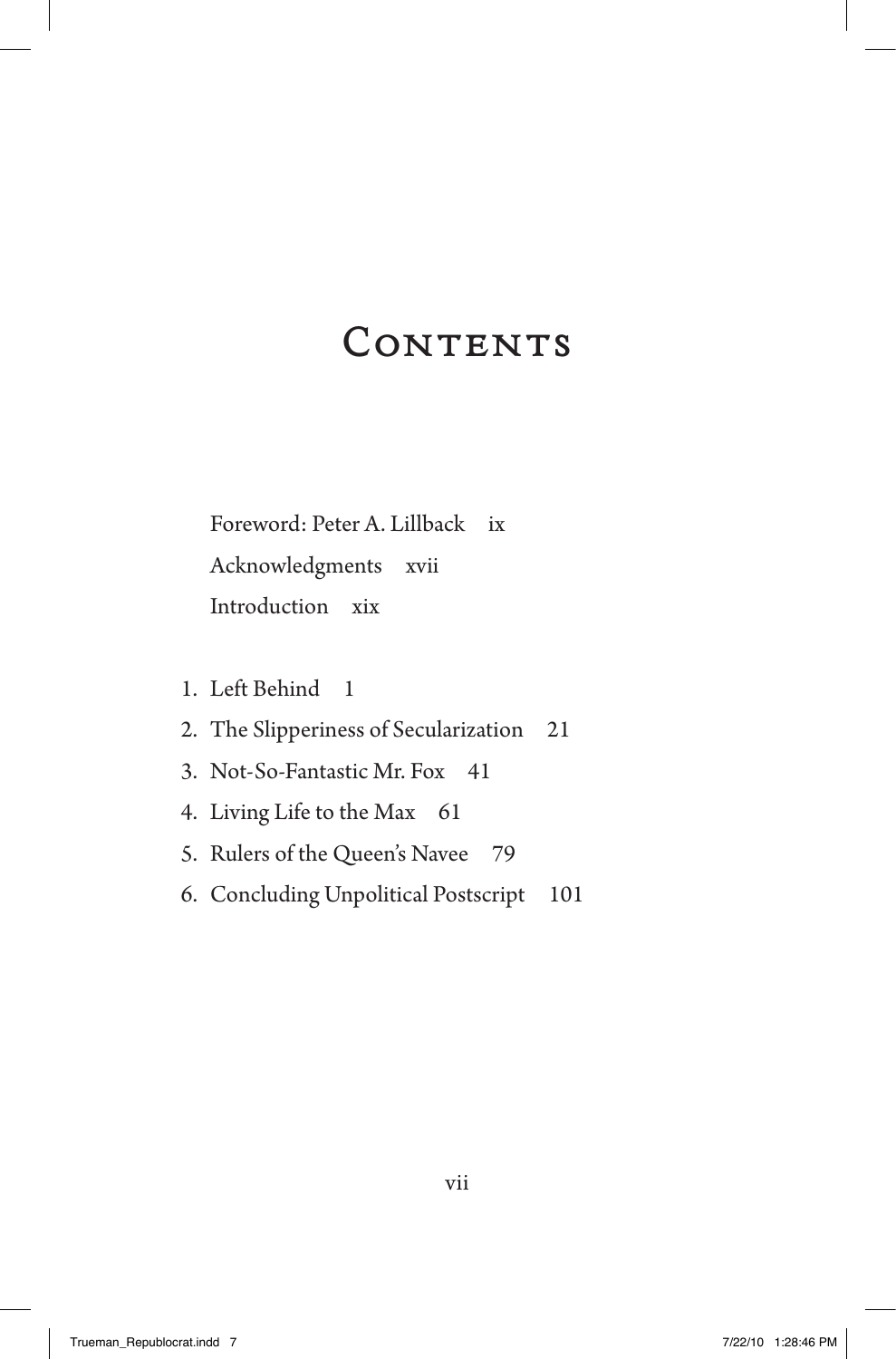# Contents

Foreword: Peter A. Lillback ix

Acknowledgments xvii

Introduction xix

1. Left Behind 1
2. The Slipperiness of Secularization 21
3. Not-So-Fantastic Mr. Fox 41
4. Living Life to the Max 61
5. Rulers of the Queen's Navee 79
6. Concluding Unpolitical Postscript 101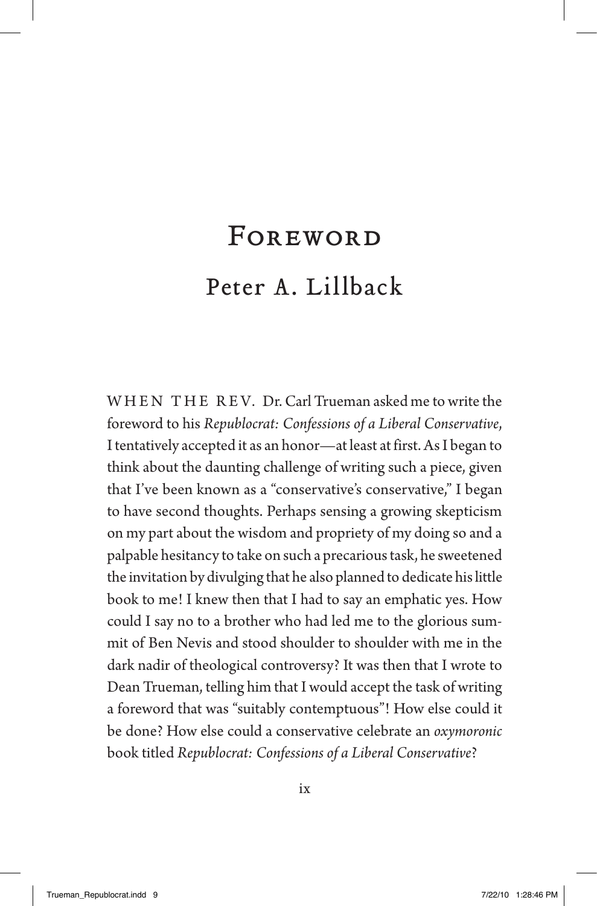# Foreword

## Peter A. Lillback

WHEN THE REV. Dr. Carl Trueman asked me to write the foreword to his *Republocrat: Confessions of a Liberal Conservative*, I tentatively accepted it as an honor—at least at first. As I began to think about the daunting challenge of writing such a piece, given that I've been known as a "conservative's conservative," I began to have second thoughts. Perhaps sensing a growing skepticism on my part about the wisdom and propriety of my doing so and a palpable hesitancy to take on such a precarious task, he sweetened the invitation by divulging that he also planned to dedicate his little book to me! I knew then that I had to say an emphatic yes. How could I say no to a brother who had led me to the glorious summit of Ben Nevis and stood shoulder to shoulder with me in the dark nadir of theological controversy? It was then that I wrote to Dean Trueman, telling him that I would accept the task of writing a foreword that was "suitably contemptuous"! How else could it be done? How else could a conservative celebrate an *oxymoronic* book titled *Republocrat: Confessions of a Liberal Conservative*?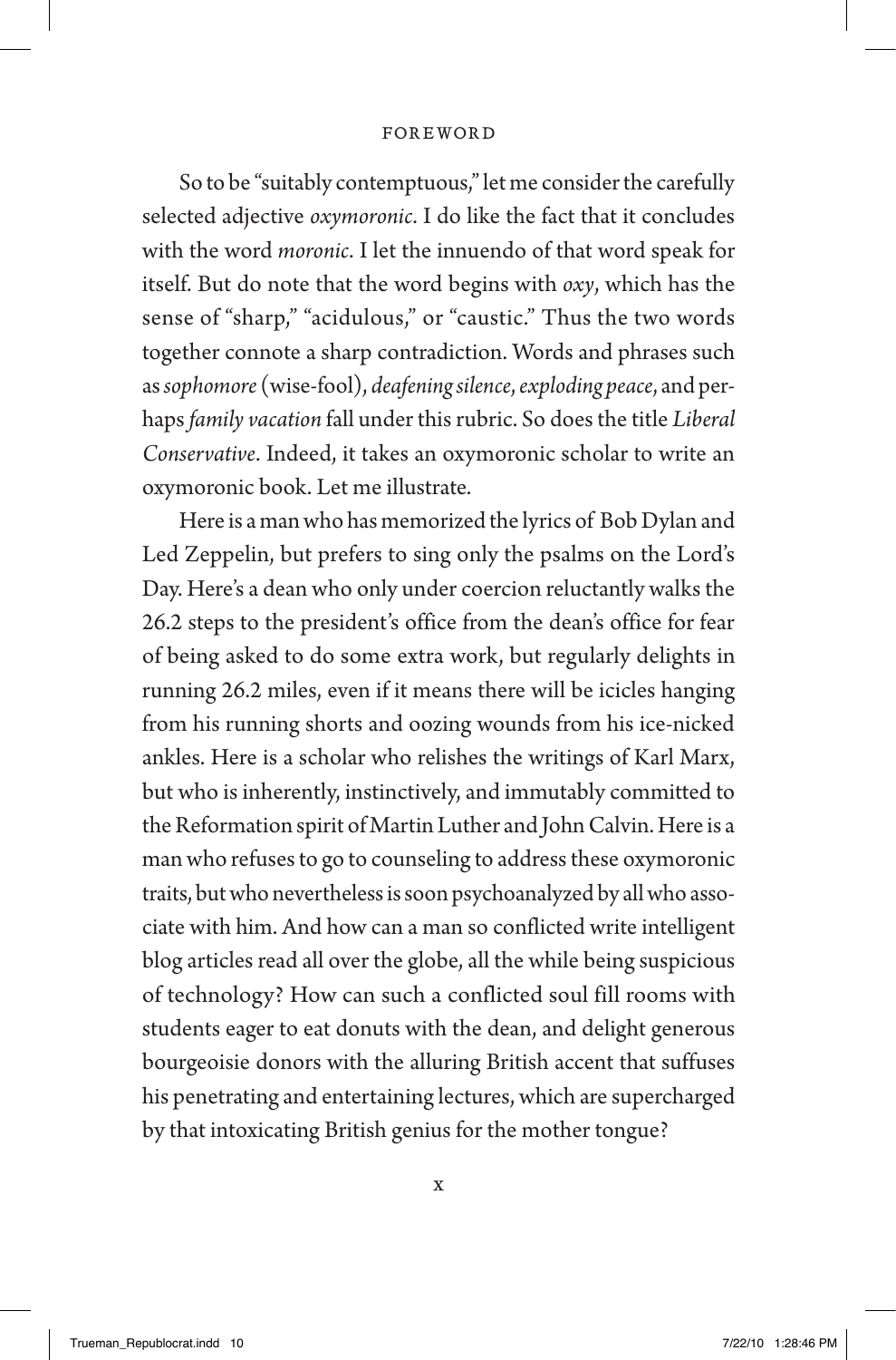So to be "suitably contemptuous," let me consider the carefully selected adjective *oxymoronic*. I do like the fact that it concludes with the word *moronic*. I let the innuendo of that word speak for itself. But do note that the word begins with *oxy*, which has the sense of "sharp," "acidulous," or "caustic." Thus the two words together connote a sharp contradiction. Words and phrases such as *sophomore* (wise-fool), *deafening silence*, *exploding peace*, and perhaps *family vacation* fall under this rubric. So does the title *Liberal Conservative*. Indeed, it takes an oxymoronic scholar to write an oxymoronic book. Let me illustrate.

Here is a man who has memorized the lyrics of Bob Dylan and Led Zeppelin, but prefers to sing only the psalms on the Lord's Day. Here's a dean who only under coercion reluctantly walks the 26.2 steps to the president's office from the dean's office for fear of being asked to do some extra work, but regularly delights in running 26.2 miles, even if it means there will be icicles hanging from his running shorts and oozing wounds from his ice-nicked ankles. Here is a scholar who relishes the writings of Karl Marx, but who is inherently, instinctively, and immutably committed to the Reformation spirit of Martin Luther and John Calvin. Here is a man who refuses to go to counseling to address these oxymoronic traits, but who nevertheless is soon psychoanalyzed by all who associate with him. And how can a man so conflicted write intelligent blog articles read all over the globe, all the while being suspicious of technology? How can such a conflicted soul fill rooms with students eager to eat donuts with the dean, and delight generous bourgeoisie donors with the alluring British accent that suffuses his penetrating and entertaining lectures, which are supercharged by that intoxicating British genius for the mother tongue?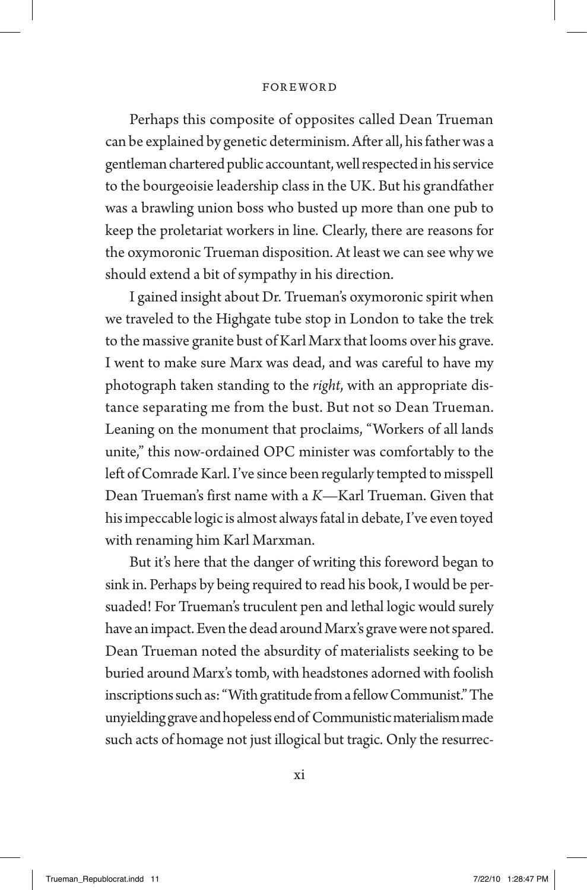Perhaps this composite of opposites called Dean Trueman can be explained by genetic determinism. After all, his father was a gentleman chartered public accountant, well respected in his service to the bourgeoisie leadership class in the UK. But his grandfather was a brawling union boss who busted up more than one pub to keep the proletariat workers in line. Clearly, there are reasons for the oxymoronic Trueman disposition. At least we can see why we should extend a bit of sympathy in his direction.

I gained insight about Dr. Trueman's oxymoronic spirit when we traveled to the Highgate tube stop in London to take the trek to the massive granite bust of Karl Marx that looms over his grave. I went to make sure Marx was dead, and was careful to have my photograph taken standing to the *right*, with an appropriate distance separating me from the bust. But not so Dean Trueman. Leaning on the monument that proclaims, "Workers of all lands unite," this now-ordained OPC minister was comfortably to the left of Comrade Karl. I've since been regularly tempted to misspell Dean Trueman's first name with a *K*—Karl Trueman. Given that his impeccable logic is almost always fatal in debate, I've even toyed with renaming him Karl Marxman.

But it's here that the danger of writing this foreword began to sink in. Perhaps by being required to read his book, I would be persuaded! For Trueman's truculent pen and lethal logic would surely have an impact. Even the dead around Marx's grave were not spared. Dean Trueman noted the absurdity of materialists seeking to be buried around Marx's tomb, with headstones adorned with foolish inscriptions such as: "With gratitude from a fellow Communist." The unyielding grave and hopeless end of Communistic materialism made such acts of homage not just illogical but tragic. Only the resurrec-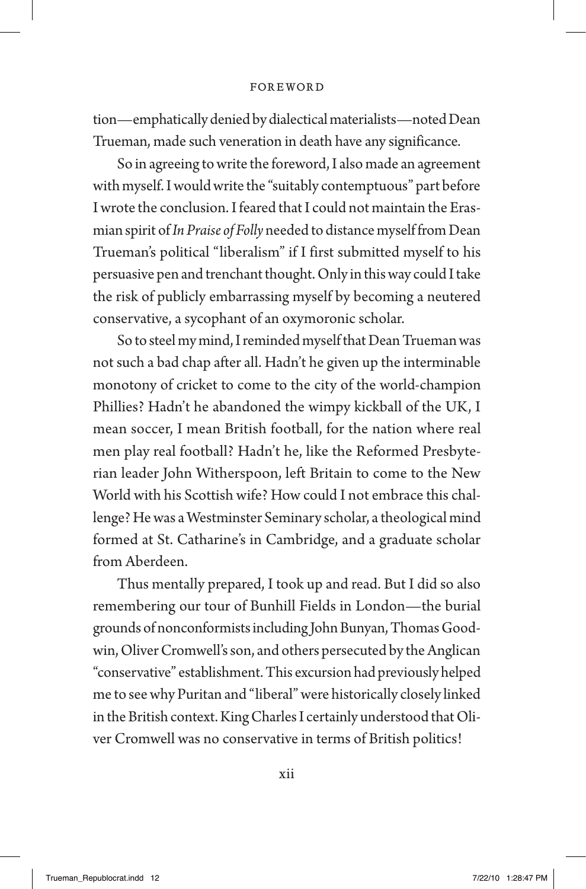tion—emphatically denied by dialectical materialists—noted Dean Trueman, made such veneration in death have any significance.

So in agreeing to write the foreword, I also made an agreement with myself. I would write the "suitably contemptuous" part before I wrote the conclusion. I feared that I could not maintain the Erasmian spirit of *In Praise of Folly* needed to distance myself from Dean Trueman's political "liberalism" if I first submitted myself to his persuasive pen and trenchant thought. Only in this way could I take the risk of publicly embarrassing myself by becoming a neutered conservative, a sycophant of an oxymoronic scholar.

So to steel my mind, I reminded myself that Dean Trueman was not such a bad chap after all. Hadn't he given up the interminable monotony of cricket to come to the city of the world-champion Phillies? Hadn't he abandoned the wimpy kickball of the UK, I mean soccer, I mean British football, for the nation where real men play real football? Hadn't he, like the Reformed Presbyterian leader John Witherspoon, left Britain to come to the New World with his Scottish wife? How could I not embrace this challenge? He was a Westminster Seminary scholar, a theological mind formed at St. Catharine's in Cambridge, and a graduate scholar from Aberdeen.

Thus mentally prepared, I took up and read. But I did so also remembering our tour of Bunhill Fields in London—the burial grounds of nonconformists including John Bunyan, Thomas Goodwin, Oliver Cromwell's son, and others persecuted by the Anglican "conservative" establishment. This excursion had previously helped me to see why Puritan and "liberal" were historically closely linked in the British context. King Charles I certainly understood that Oliver Cromwell was no conservative in terms of British politics!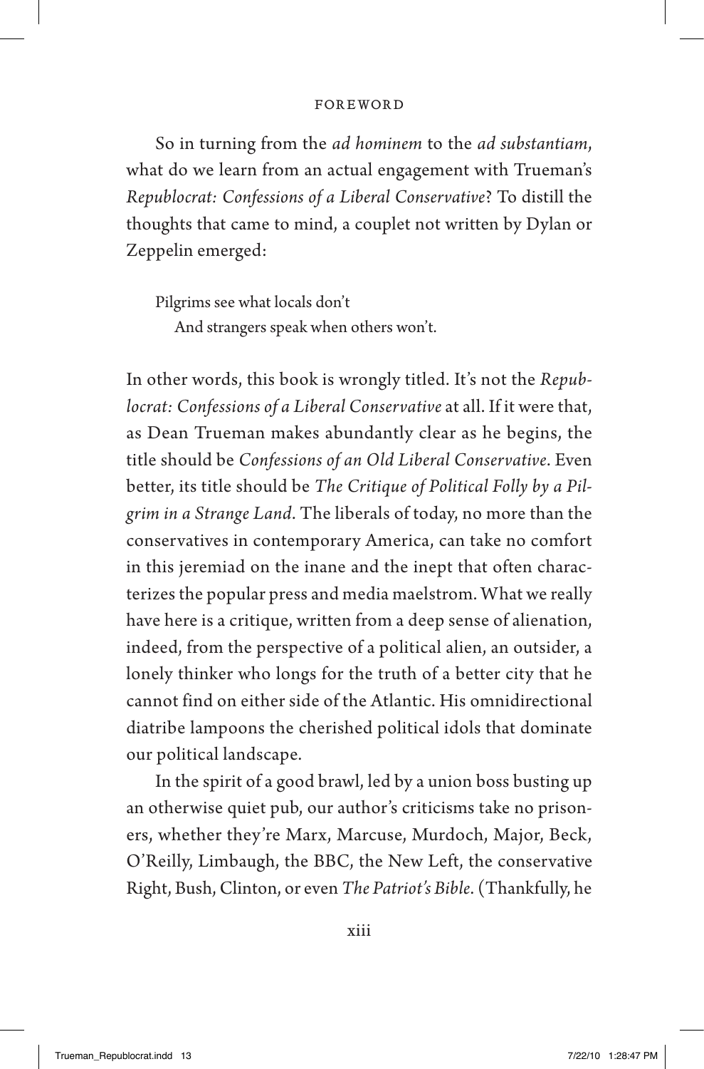So in turning from the *ad hominem* to the *ad substantiam*, what do we learn from an actual engagement with Trueman's *Republocrat: Confessions of a Liberal Conservative*? To distill the thoughts that came to mind, a couplet not written by Dylan or Zeppelin emerged:

> Pilgrims see what locals don't
> And strangers speak when others won't.

In other words, this book is wrongly titled. It's not the *Republocrat: Confessions of a Liberal Conservative* at all. If it were that, as Dean Trueman makes abundantly clear as he begins, the title should be *Confessions of an Old Liberal Conservative*. Even better, its title should be *The Critique of Political Folly by a Pilgrim in a Strange Land*. The liberals of today, no more than the conservatives in contemporary America, can take no comfort in this jeremiad on the inane and the inept that often characterizes the popular press and media maelstrom. What we really have here is a critique, written from a deep sense of alienation, indeed, from the perspective of a political alien, an outsider, a lonely thinker who longs for the truth of a better city that he cannot find on either side of the Atlantic. His omnidirectional diatribe lampoons the cherished political idols that dominate our political landscape.

In the spirit of a good brawl, led by a union boss busting up an otherwise quiet pub, our author's criticisms take no prisoners, whether they're Marx, Marcuse, Murdoch, Major, Beck, O'Reilly, Limbaugh, the BBC, the New Left, the conservative Right, Bush, Clinton, or even *The Patriot's Bible*. (Thankfully, he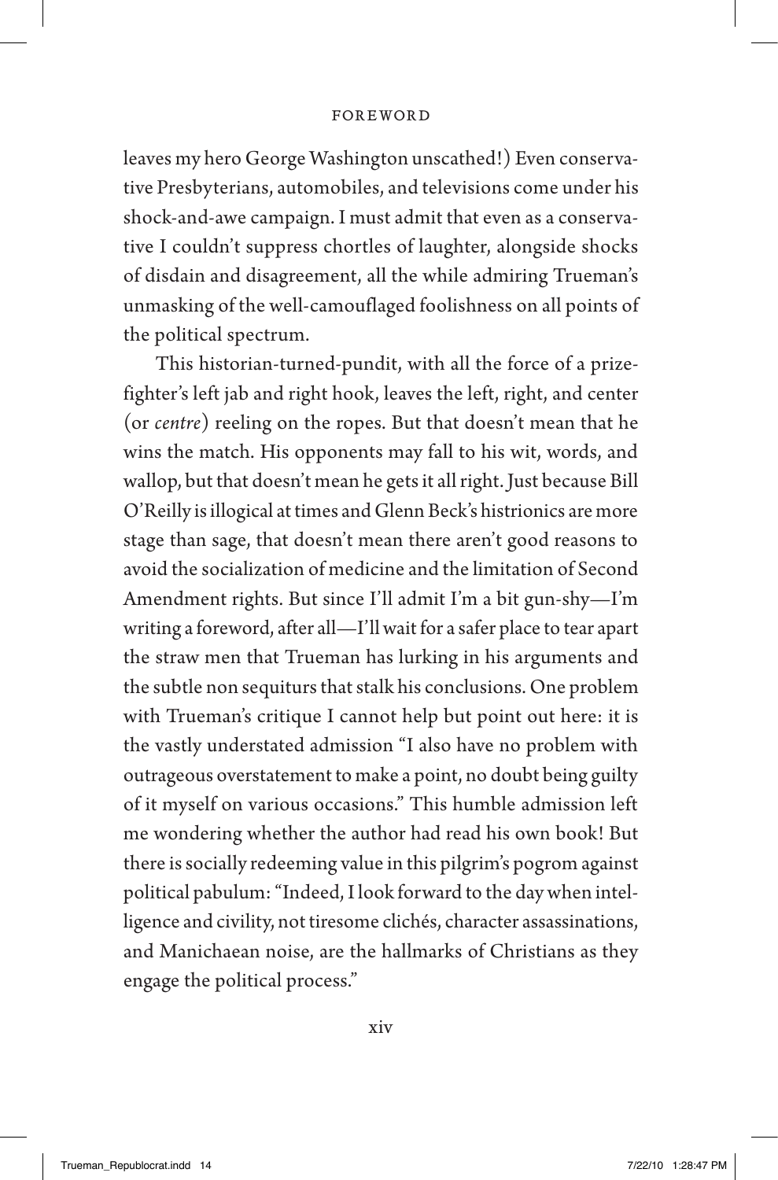leaves my hero George Washington unscathed!) Even conservative Presbyterians, automobiles, and televisions come under his shock-and-awe campaign. I must admit that even as a conservative I couldn't suppress chortles of laughter, alongside shocks of disdain and disagreement, all the while admiring Trueman's unmasking of the well-camouflaged foolishness on all points of the political spectrum.

This historian-turned-pundit, with all the force of a prizefighter's left jab and right hook, leaves the left, right, and center (or *centre*) reeling on the ropes. But that doesn't mean that he wins the match. His opponents may fall to his wit, words, and wallop, but that doesn't mean he gets it all right. Just because Bill O'Reilly is illogical at times and Glenn Beck's histrionics are more stage than sage, that doesn't mean there aren't good reasons to avoid the socialization of medicine and the limitation of Second Amendment rights. But since I'll admit I'm a bit gun-shy—I'm writing a foreword, after all—I'll wait for a safer place to tear apart the straw men that Trueman has lurking in his arguments and the subtle non sequiturs that stalk his conclusions. One problem with Trueman's critique I cannot help but point out here: it is the vastly understated admission "I also have no problem with outrageous overstatement to make a point, no doubt being guilty of it myself on various occasions." This humble admission left me wondering whether the author had read his own book! But there is socially redeeming value in this pilgrim's pogrom against political pabulum: "Indeed, I look forward to the day when intelligence and civility, not tiresome clichés, character assassinations, and Manichaean noise, are the hallmarks of Christians as they engage the political process."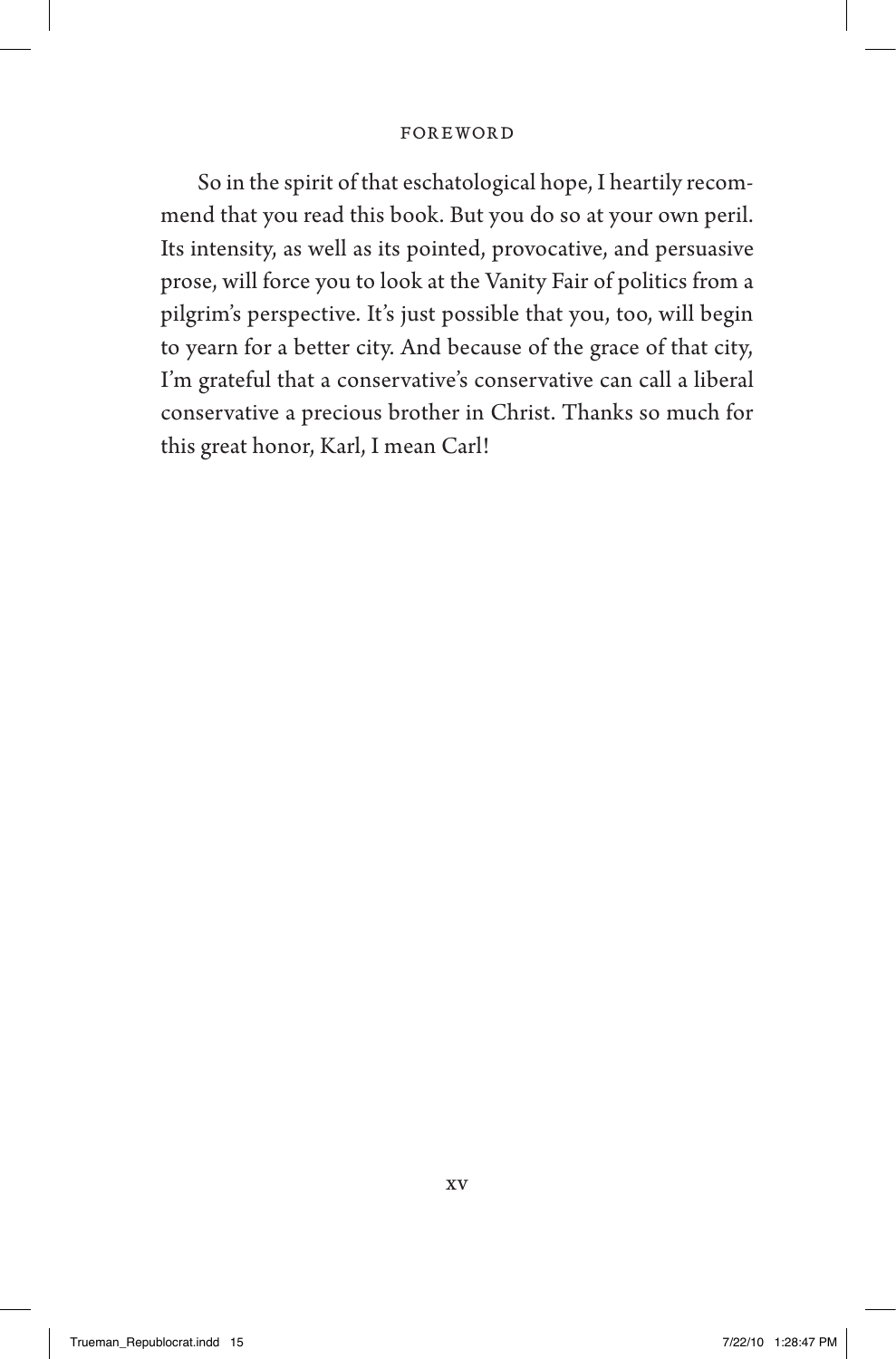So in the spirit of that eschatological hope, I heartily recommend that you read this book. But you do so at your own peril. Its intensity, as well as its pointed, provocative, and persuasive prose, will force you to look at the Vanity Fair of politics from a pilgrim's perspective. It's just possible that you, too, will begin to yearn for a better city. And because of the grace of that city, I'm grateful that a conservative's conservative can call a liberal conservative a precious brother in Christ. Thanks so much for this great honor, Karl, I mean Carl!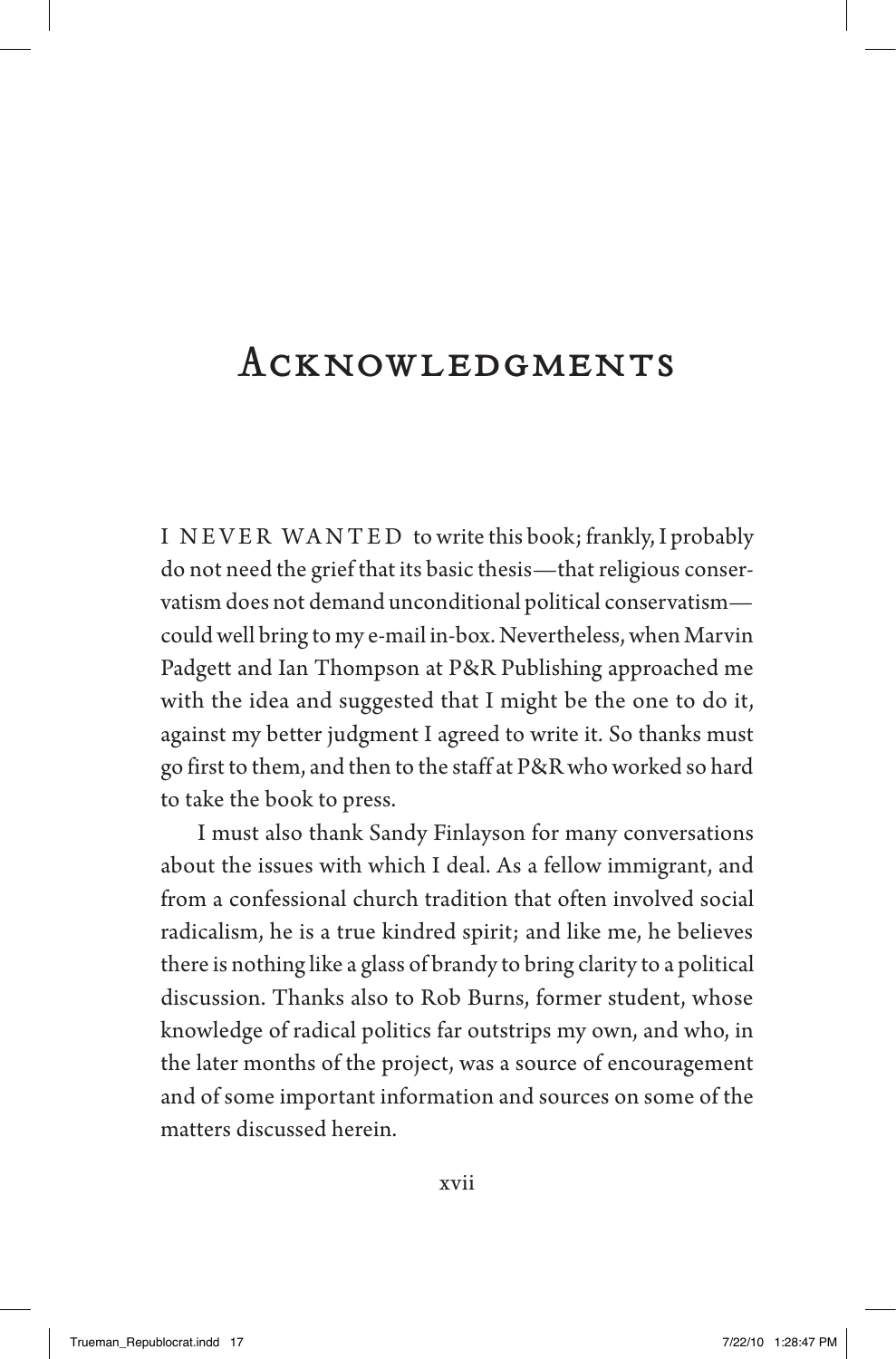# Acknowledgments

I NEVER WANTED to write this book; frankly, I probably do not need the grief that its basic thesis—that religious conservatism does not demand unconditional political conservatism—could well bring to my e-mail in-box. Nevertheless, when Marvin Padgett and Ian Thompson at P&R Publishing approached me with the idea and suggested that I might be the one to do it, against my better judgment I agreed to write it. So thanks must go first to them, and then to the staff at P&R who worked so hard to take the book to press.

I must also thank Sandy Finlayson for many conversations about the issues with which I deal. As a fellow immigrant, and from a confessional church tradition that often involved social radicalism, he is a true kindred spirit; and like me, he believes there is nothing like a glass of brandy to bring clarity to a political discussion. Thanks also to Rob Burns, former student, whose knowledge of radical politics far outstrips my own, and who, in the later months of the project, was a source of encouragement and of some important information and sources on some of the matters discussed herein.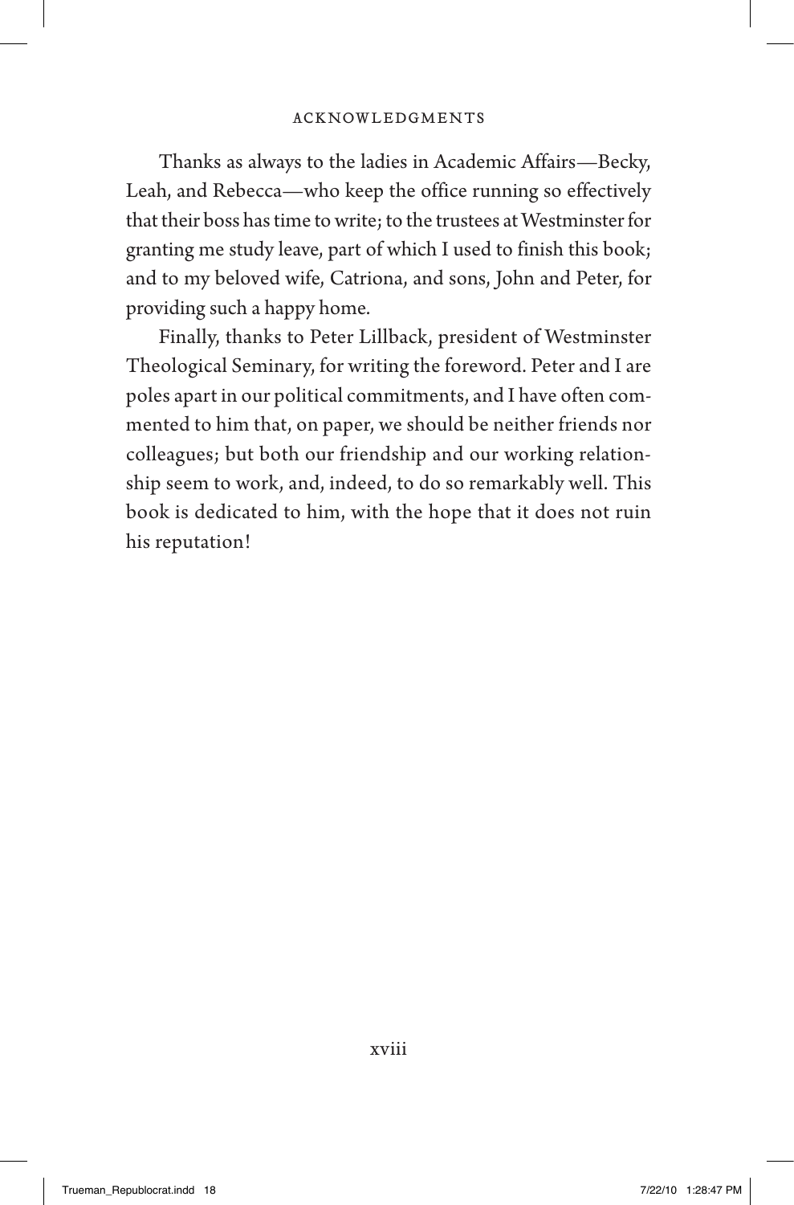Thanks as always to the ladies in Academic Affairs—Becky, Leah, and Rebecca—who keep the office running so effectively that their boss has time to write; to the trustees at Westminster for granting me study leave, part of which I used to finish this book; and to my beloved wife, Catriona, and sons, John and Peter, for providing such a happy home.

Finally, thanks to Peter Lillback, president of Westminster Theological Seminary, for writing the foreword. Peter and I are poles apart in our political commitments, and I have often commented to him that, on paper, we should be neither friends nor colleagues; but both our friendship and our working relationship seem to work, and, indeed, to do so remarkably well. This book is dedicated to him, with the hope that it does not ruin his reputation!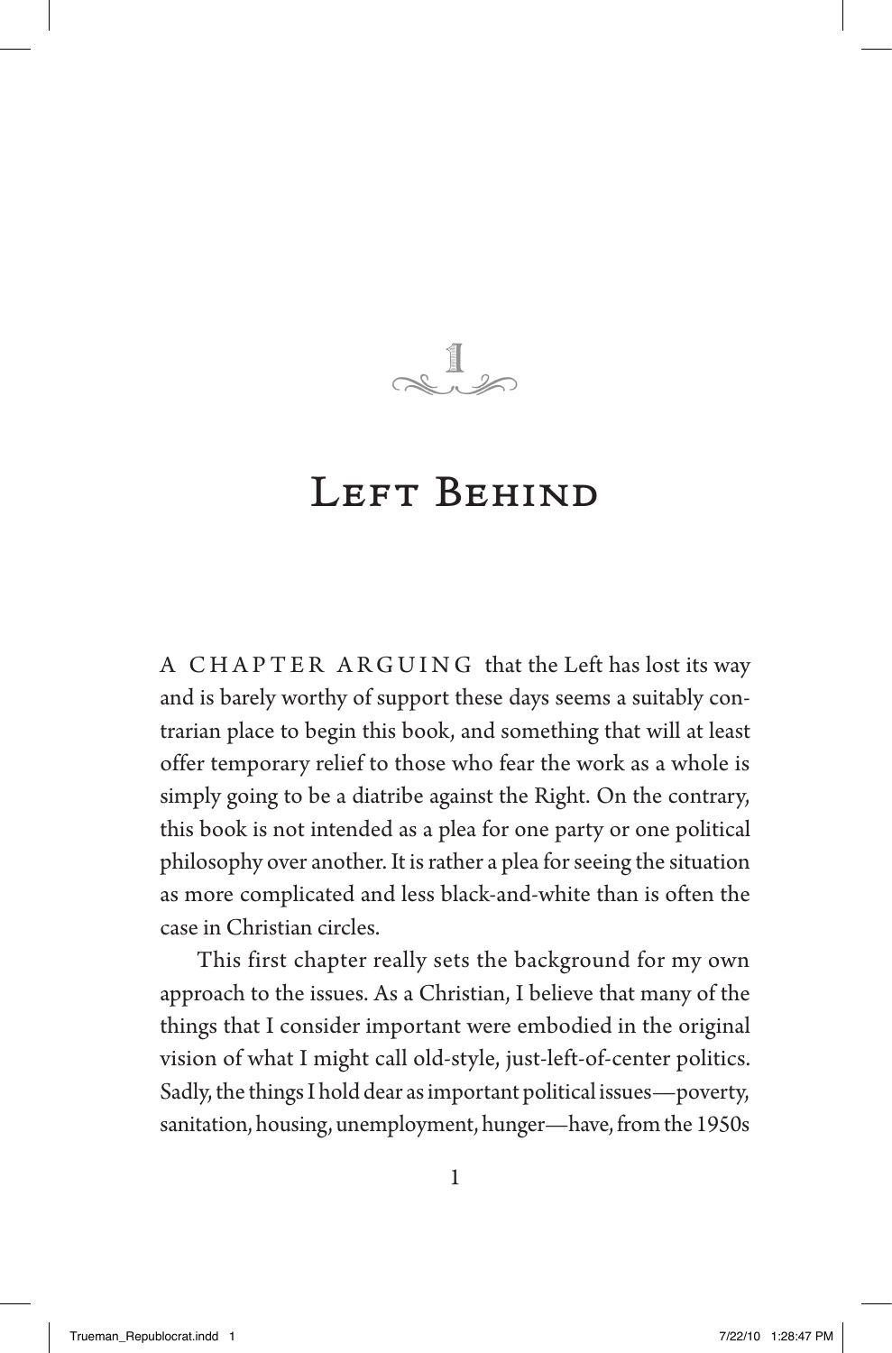# 1

# Left Behind

A CHAPTER ARGUING that the Left has lost its way and is barely worthy of support these days seems a suitably contrarian place to begin this book, and something that will at least offer temporary relief to those who fear the work as a whole is simply going to be a diatribe against the Right. On the contrary, this book is not intended as a plea for one party or one political philosophy over another. It is rather a plea for seeing the situation as more complicated and less black-and-white than is often the case in Christian circles.

This first chapter really sets the background for my own approach to the issues. As a Christian, I believe that many of the things that I consider important were embodied in the original vision of what I might call old-style, just-left-of-center politics. Sadly, the things I hold dear as important political issues—poverty, sanitation, housing, unemployment, hunger—have, from the 1950s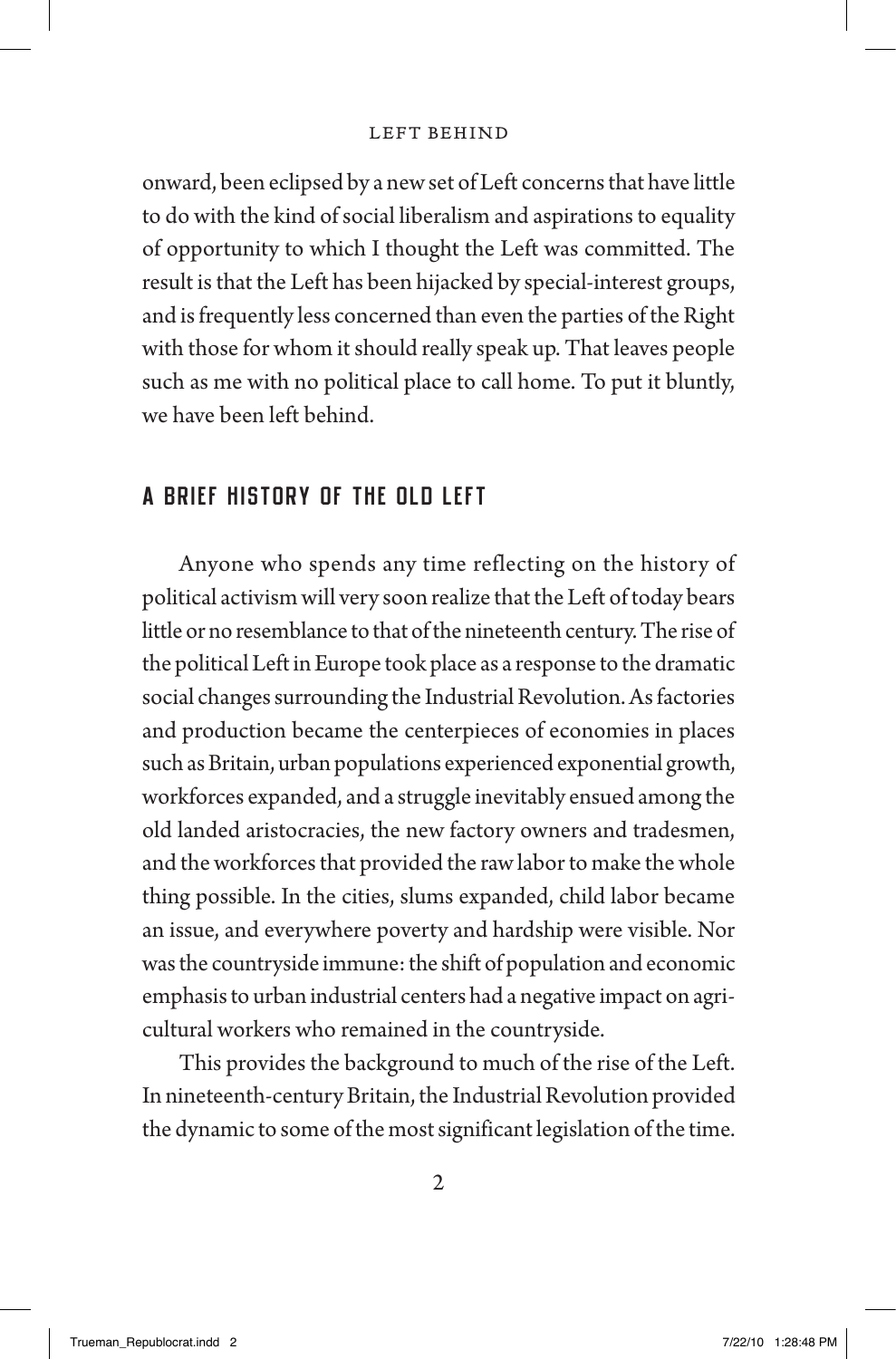onward, been eclipsed by a new set of Left concerns that have little to do with the kind of social liberalism and aspirations to equality of opportunity to which I thought the Left was committed. The result is that the Left has been hijacked by special-interest groups, and is frequently less concerned than even the parties of the Right with those for whom it should really speak up. That leaves people such as me with no political place to call home. To put it bluntly, we have been left behind.

## A BRIEF HISTORY OF THE OLD LEFT

Anyone who spends any time reflecting on the history of political activism will very soon realize that the Left of today bears little or no resemblance to that of the nineteenth century. The rise of the political Left in Europe took place as a response to the dramatic social changes surrounding the Industrial Revolution. As factories and production became the centerpieces of economies in places such as Britain, urban populations experienced exponential growth, workforces expanded, and a struggle inevitably ensued among the old landed aristocracies, the new factory owners and tradesmen, and the workforces that provided the raw labor to make the whole thing possible. In the cities, slums expanded, child labor became an issue, and everywhere poverty and hardship were visible. Nor was the countryside immune: the shift of population and economic emphasis to urban industrial centers had a negative impact on agricultural workers who remained in the countryside.

This provides the background to much of the rise of the Left. In nineteenth-century Britain, the Industrial Revolution provided the dynamic to some of the most significant legislation of the time.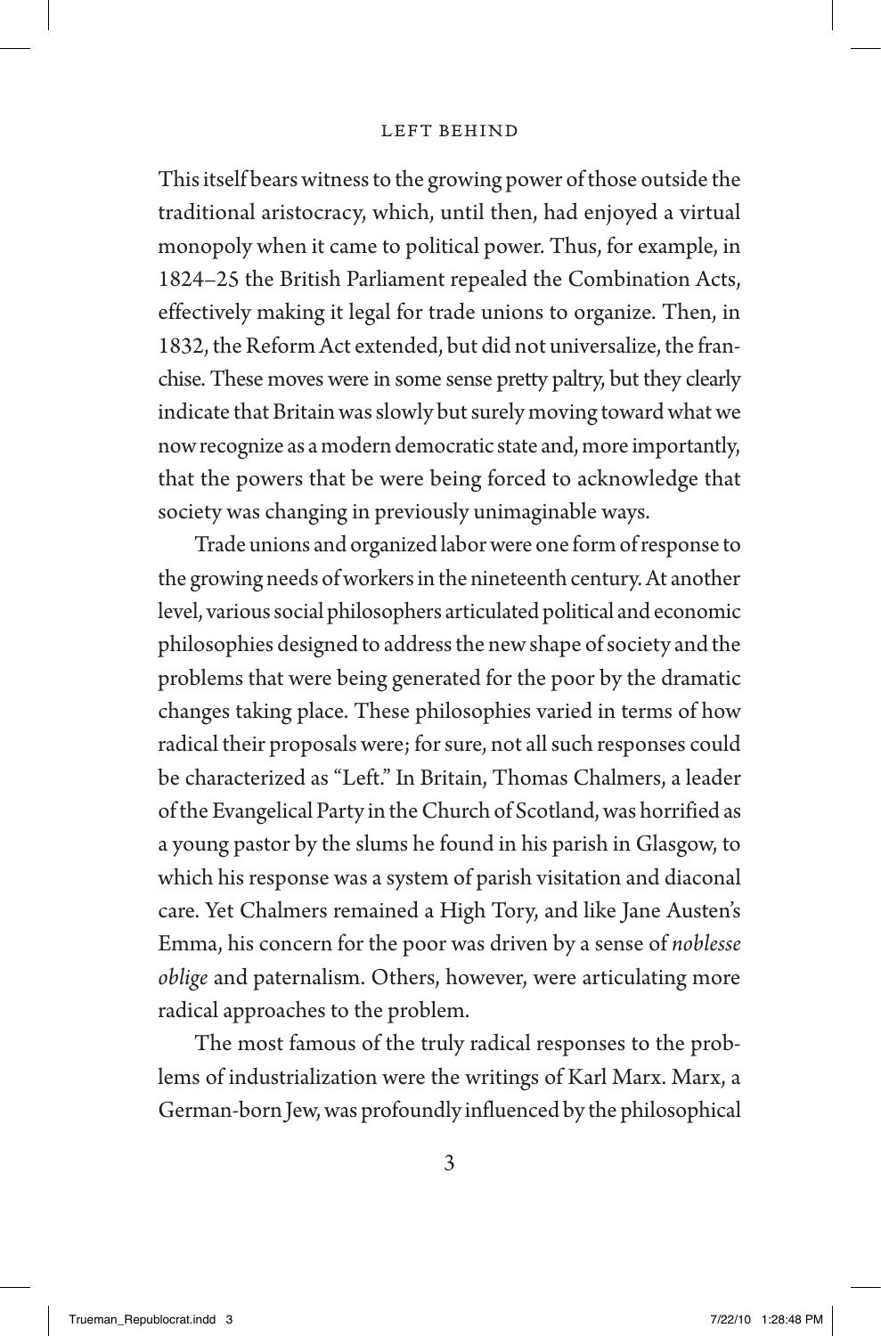This itself bears witness to the growing power of those outside the traditional aristocracy, which, until then, had enjoyed a virtual monopoly when it came to political power. Thus, for example, in 1824–25 the British Parliament repealed the Combination Acts, effectively making it legal for trade unions to organize. Then, in 1832, the Reform Act extended, but did not universalize, the franchise. These moves were in some sense pretty paltry, but they clearly indicate that Britain was slowly but surely moving toward what we now recognize as a modern democratic state and, more importantly, that the powers that be were being forced to acknowledge that society was changing in previously unimaginable ways.

Trade unions and organized labor were one form of response to the growing needs of workers in the nineteenth century. At another level, various social philosophers articulated political and economic philosophies designed to address the new shape of society and the problems that were being generated for the poor by the dramatic changes taking place. These philosophies varied in terms of how radical their proposals were; for sure, not all such responses could be characterized as "Left." In Britain, Thomas Chalmers, a leader of the Evangelical Party in the Church of Scotland, was horrified as a young pastor by the slums he found in his parish in Glasgow, to which his response was a system of parish visitation and diaconal care. Yet Chalmers remained a High Tory, and like Jane Austen's Emma, his concern for the poor was driven by a sense of *noblesse oblige* and paternalism. Others, however, were articulating more radical approaches to the problem.

The most famous of the truly radical responses to the problems of industrialization were the writings of Karl Marx. Marx, a German-born Jew, was profoundly influenced by the philosophical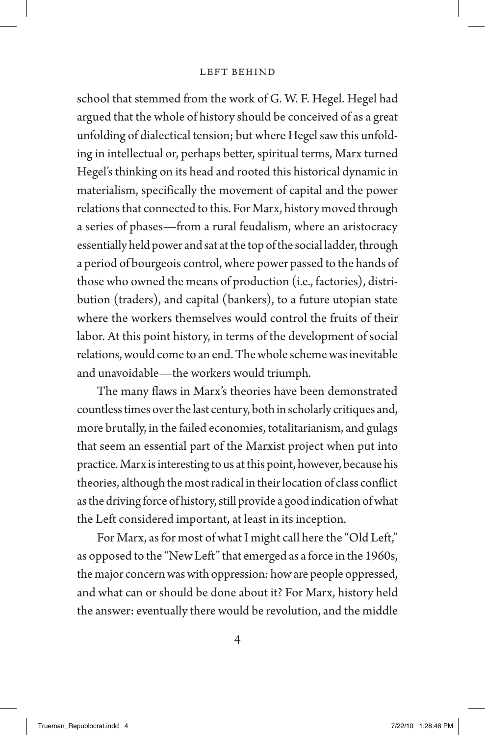school that stemmed from the work of G. W. F. Hegel. Hegel had argued that the whole of history should be conceived of as a great unfolding of dialectical tension; but where Hegel saw this unfolding in intellectual or, perhaps better, spiritual terms, Marx turned Hegel's thinking on its head and rooted this historical dynamic in materialism, specifically the movement of capital and the power relations that connected to this. For Marx, history moved through a series of phases—from a rural feudalism, where an aristocracy essentially held power and sat at the top of the social ladder, through a period of bourgeois control, where power passed to the hands of those who owned the means of production (i.e., factories), distribution (traders), and capital (bankers), to a future utopian state where the workers themselves would control the fruits of their labor. At this point history, in terms of the development of social relations, would come to an end. The whole scheme was inevitable and unavoidable—the workers would triumph.

The many flaws in Marx's theories have been demonstrated countless times over the last century, both in scholarly critiques and, more brutally, in the failed economies, totalitarianism, and gulags that seem an essential part of the Marxist project when put into practice. Marx is interesting to us at this point, however, because his theories, although the most radical in their location of class conflict as the driving force of history, still provide a good indication of what the Left considered important, at least in its inception.

For Marx, as for most of what I might call here the "Old Left," as opposed to the "New Left" that emerged as a force in the 1960s, the major concern was with oppression: how are people oppressed, and what can or should be done about it? For Marx, history held the answer: eventually there would be revolution, and the middle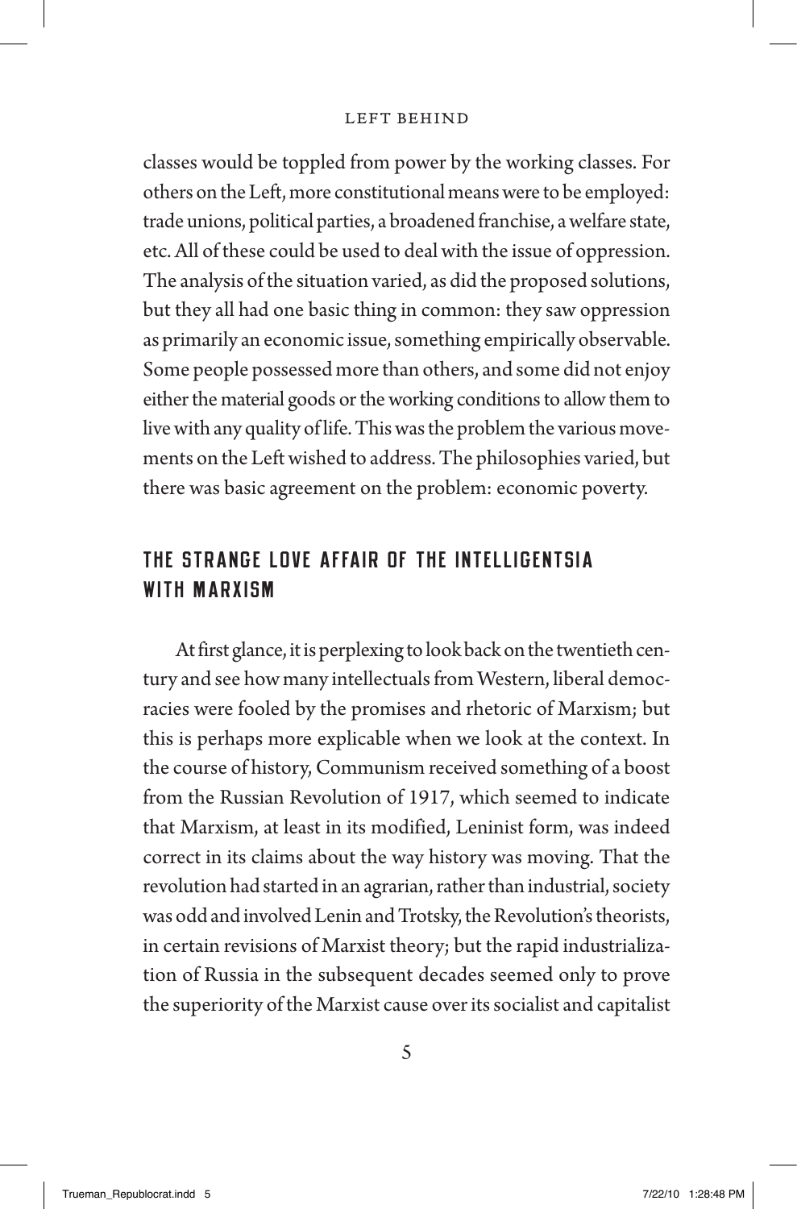classes would be toppled from power by the working classes. For others on the Left, more constitutional means were to be employed: trade unions, political parties, a broadened franchise, a welfare state, etc. All of these could be used to deal with the issue of oppression. The analysis of the situation varied, as did the proposed solutions, but they all had one basic thing in common: they saw oppression as primarily an economic issue, something empirically observable. Some people possessed more than others, and some did not enjoy either the material goods or the working conditions to allow them to live with any quality of life. This was the problem the various movements on the Left wished to address. The philosophies varied, but there was basic agreement on the problem: economic poverty.

## THE STRANGE LOVE AFFAIR OF THE INTELLIGENTSIA WITH MARXISM

At first glance, it is perplexing to look back on the twentieth century and see how many intellectuals from Western, liberal democracies were fooled by the promises and rhetoric of Marxism; but this is perhaps more explicable when we look at the context. In the course of history, Communism received something of a boost from the Russian Revolution of 1917, which seemed to indicate that Marxism, at least in its modified, Leninist form, was indeed correct in its claims about the way history was moving. That the revolution had started in an agrarian, rather than industrial, society was odd and involved Lenin and Trotsky, the Revolution's theorists, in certain revisions of Marxist theory; but the rapid industrialization of Russia in the subsequent decades seemed only to prove the superiority of the Marxist cause over its socialist and capitalist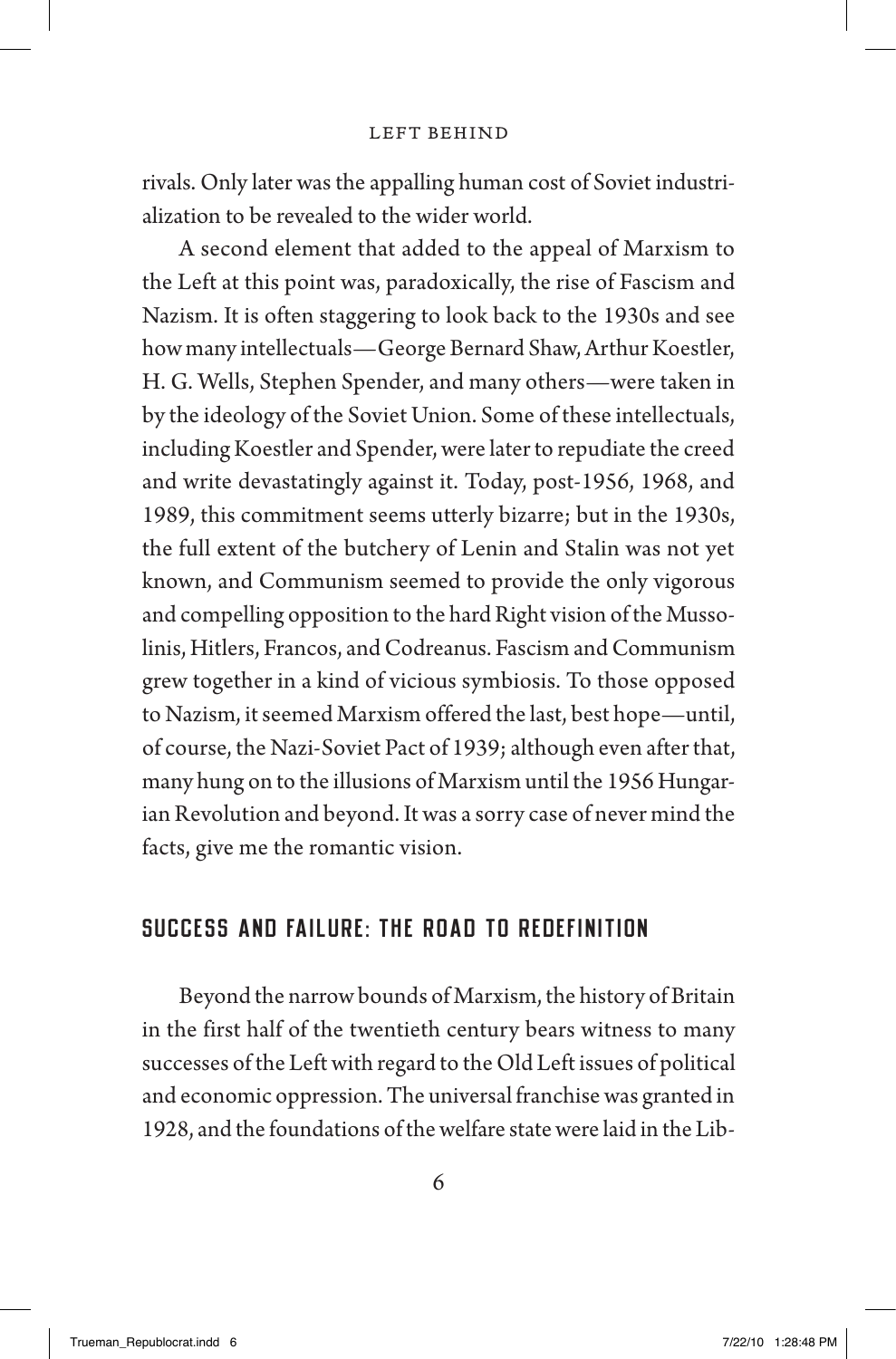rivals. Only later was the appalling human cost of Soviet industrialization to be revealed to the wider world.

A second element that added to the appeal of Marxism to the Left at this point was, paradoxically, the rise of Fascism and Nazism. It is often staggering to look back to the 1930s and see how many intellectuals—George Bernard Shaw, Arthur Koestler, H. G. Wells, Stephen Spender, and many others—were taken in by the ideology of the Soviet Union. Some of these intellectuals, including Koestler and Spender, were later to repudiate the creed and write devastatingly against it. Today, post-1956, 1968, and 1989, this commitment seems utterly bizarre; but in the 1930s, the full extent of the butchery of Lenin and Stalin was not yet known, and Communism seemed to provide the only vigorous and compelling opposition to the hard Right vision of the Mussolinis, Hitlers, Francos, and Codreanus. Fascism and Communism grew together in a kind of vicious symbiosis. To those opposed to Nazism, it seemed Marxism offered the last, best hope—until, of course, the Nazi-Soviet Pact of 1939; although even after that, many hung on to the illusions of Marxism until the 1956 Hungarian Revolution and beyond. It was a sorry case of never mind the facts, give me the romantic vision.

## SUCCESS AND FAILURE: THE ROAD TO REDEFINITION

Beyond the narrow bounds of Marxism, the history of Britain in the first half of the twentieth century bears witness to many successes of the Left with regard to the Old Left issues of political and economic oppression. The universal franchise was granted in 1928, and the foundations of the welfare state were laid in the Lib-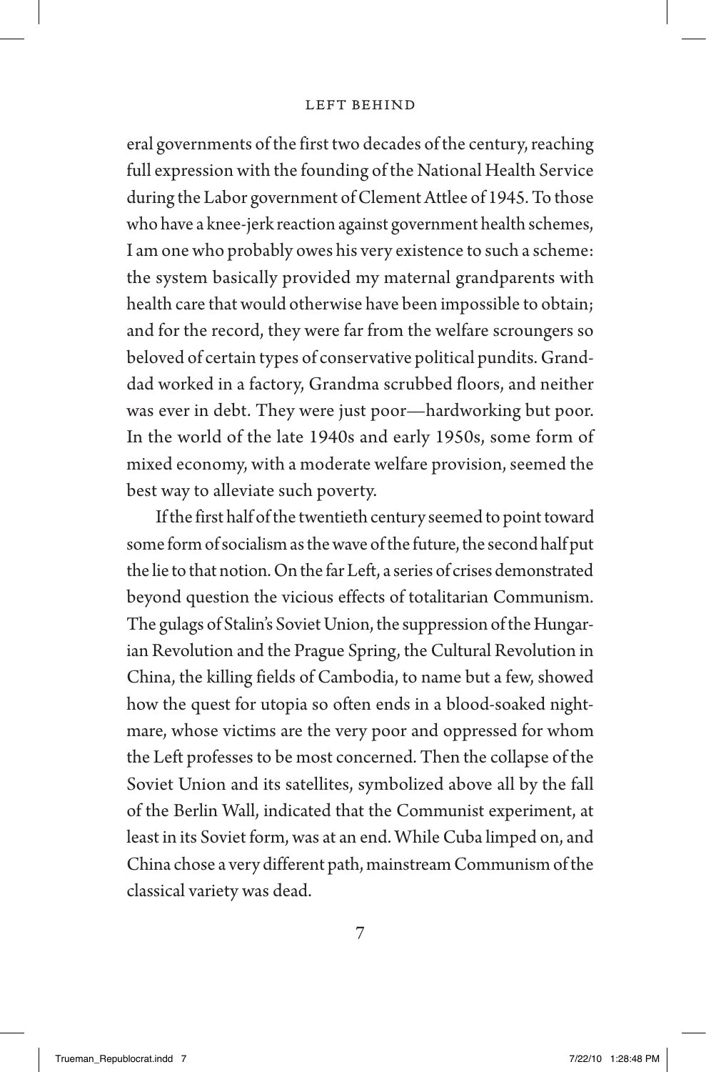eral governments of the first two decades of the century, reaching full expression with the founding of the National Health Service during the Labor government of Clement Attlee of 1945. To those who have a knee-jerk reaction against government health schemes, I am one who probably owes his very existence to such a scheme: the system basically provided my maternal grandparents with health care that would otherwise have been impossible to obtain; and for the record, they were far from the welfare scroungers so beloved of certain types of conservative political pundits. Granddad worked in a factory, Grandma scrubbed floors, and neither was ever in debt. They were just poor—hardworking but poor. In the world of the late 1940s and early 1950s, some form of mixed economy, with a moderate welfare provision, seemed the best way to alleviate such poverty.

If the first half of the twentieth century seemed to point toward some form of socialism as the wave of the future, the second half put the lie to that notion. On the far Left, a series of crises demonstrated beyond question the vicious effects of totalitarian Communism. The gulags of Stalin's Soviet Union, the suppression of the Hungarian Revolution and the Prague Spring, the Cultural Revolution in China, the killing fields of Cambodia, to name but a few, showed how the quest for utopia so often ends in a blood-soaked nightmare, whose victims are the very poor and oppressed for whom the Left professes to be most concerned. Then the collapse of the Soviet Union and its satellites, symbolized above all by the fall of the Berlin Wall, indicated that the Communist experiment, at least in its Soviet form, was at an end. While Cuba limped on, and China chose a very different path, mainstream Communism of the classical variety was dead.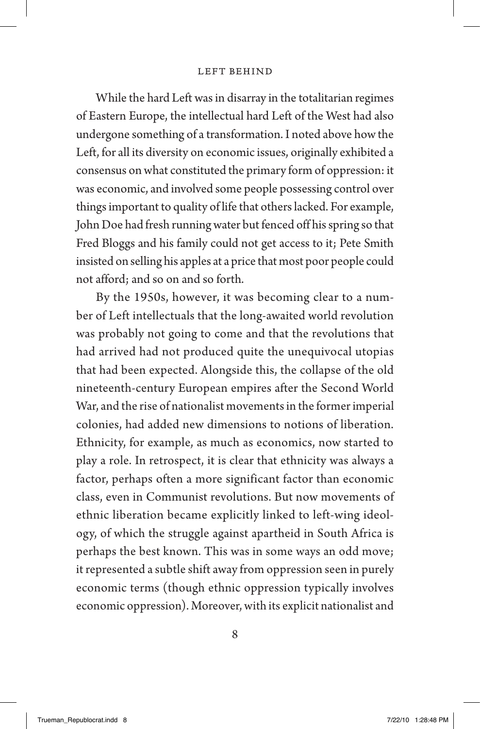While the hard Left was in disarray in the totalitarian regimes of Eastern Europe, the intellectual hard Left of the West had also undergone something of a transformation. I noted above how the Left, for all its diversity on economic issues, originally exhibited a consensus on what constituted the primary form of oppression: it was economic, and involved some people possessing control over things important to quality of life that others lacked. For example, John Doe had fresh running water but fenced off his spring so that Fred Bloggs and his family could not get access to it; Pete Smith insisted on selling his apples at a price that most poor people could not afford; and so on and so forth.

By the 1950s, however, it was becoming clear to a number of Left intellectuals that the long-awaited world revolution was probably not going to come and that the revolutions that had arrived had not produced quite the unequivocal utopias that had been expected. Alongside this, the collapse of the old nineteenth-century European empires after the Second World War, and the rise of nationalist movements in the former imperial colonies, had added new dimensions to notions of liberation. Ethnicity, for example, as much as economics, now started to play a role. In retrospect, it is clear that ethnicity was always a factor, perhaps often a more significant factor than economic class, even in Communist revolutions. But now movements of ethnic liberation became explicitly linked to left-wing ideology, of which the struggle against apartheid in South Africa is perhaps the best known. This was in some ways an odd move; it represented a subtle shift away from oppression seen in purely economic terms (though ethnic oppression typically involves economic oppression). Moreover, with its explicit nationalist and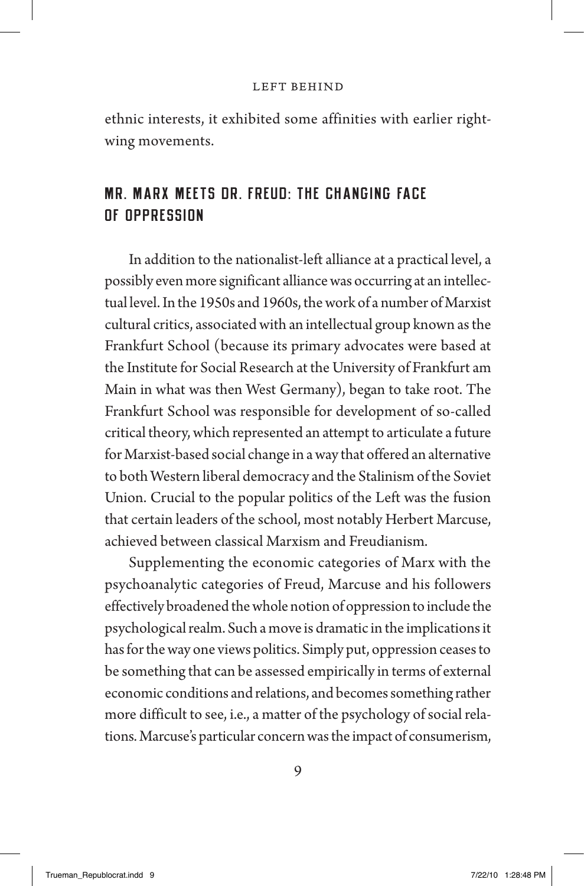ethnic interests, it exhibited some affinities with earlier right-wing movements.

## MR. MARX MEETS DR. FREUD: THE CHANGING FACE OF OPPRESSION

In addition to the nationalist-left alliance at a practical level, a possibly even more significant alliance was occurring at an intellectual level. In the 1950s and 1960s, the work of a number of Marxist cultural critics, associated with an intellectual group known as the Frankfurt School (because its primary advocates were based at the Institute for Social Research at the University of Frankfurt am Main in what was then West Germany), began to take root. The Frankfurt School was responsible for development of so-called critical theory, which represented an attempt to articulate a future for Marxist-based social change in a way that offered an alternative to both Western liberal democracy and the Stalinism of the Soviet Union. Crucial to the popular politics of the Left was the fusion that certain leaders of the school, most notably Herbert Marcuse, achieved between classical Marxism and Freudianism.

Supplementing the economic categories of Marx with the psychoanalytic categories of Freud, Marcuse and his followers effectively broadened the whole notion of oppression to include the psychological realm. Such a move is dramatic in the implications it has for the way one views politics. Simply put, oppression ceases to be something that can be assessed empirically in terms of external economic conditions and relations, and becomes something rather more difficult to see, i.e., a matter of the psychology of social relations. Marcuse's particular concern was the impact of consumerism,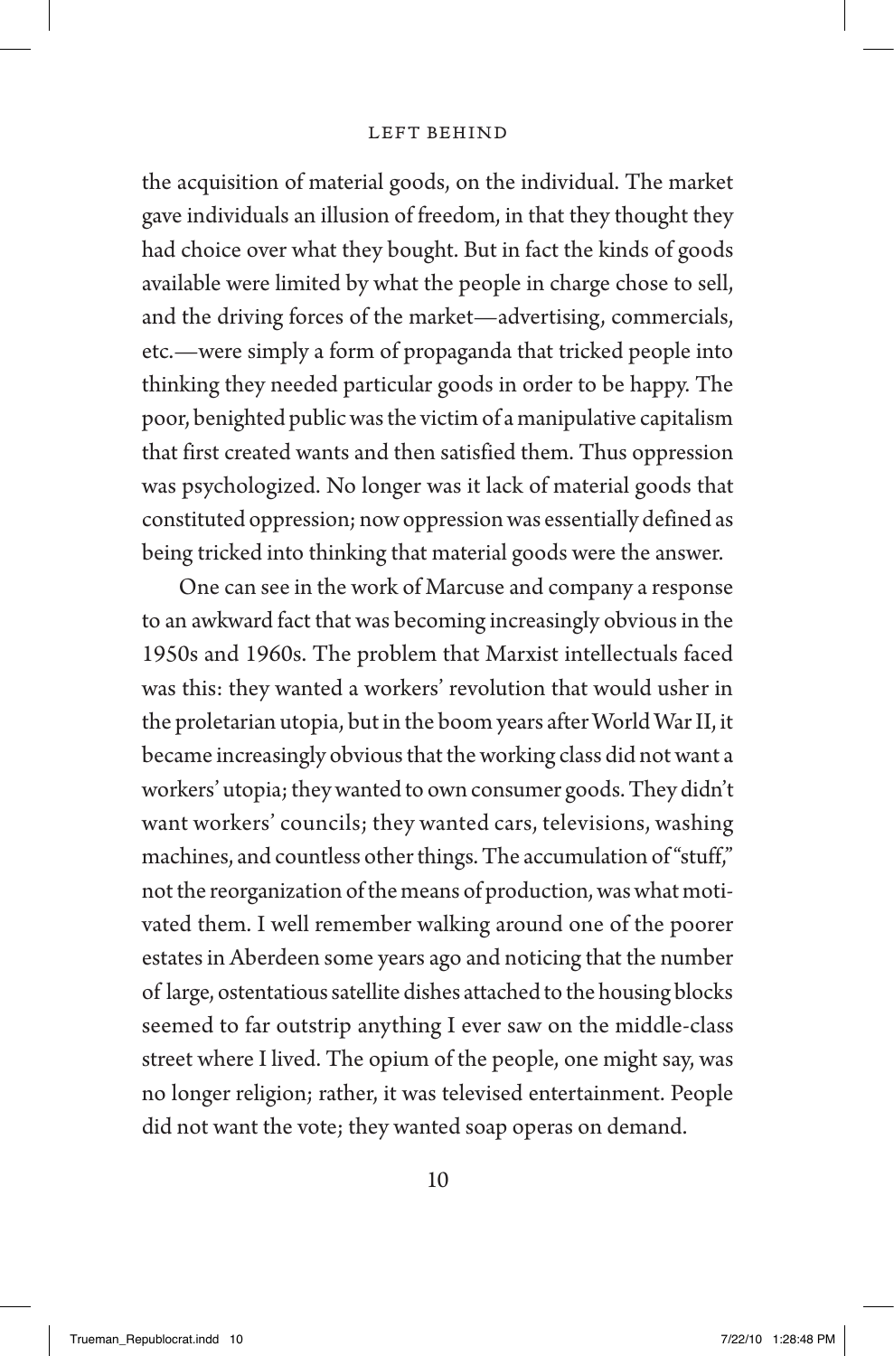the acquisition of material goods, on the individual. The market gave individuals an illusion of freedom, in that they thought they had choice over what they bought. But in fact the kinds of goods available were limited by what the people in charge chose to sell, and the driving forces of the market—advertising, commercials, etc.—were simply a form of propaganda that tricked people into thinking they needed particular goods in order to be happy. The poor, benighted public was the victim of a manipulative capitalism that first created wants and then satisfied them. Thus oppression was psychologized. No longer was it lack of material goods that constituted oppression; now oppression was essentially defined as being tricked into thinking that material goods were the answer.

One can see in the work of Marcuse and company a response to an awkward fact that was becoming increasingly obvious in the 1950s and 1960s. The problem that Marxist intellectuals faced was this: they wanted a workers' revolution that would usher in the proletarian utopia, but in the boom years after World War II, it became increasingly obvious that the working class did not want a workers' utopia; they wanted to own consumer goods. They didn't want workers' councils; they wanted cars, televisions, washing machines, and countless other things. The accumulation of "stuff," not the reorganization of the means of production, was what motivated them. I well remember walking around one of the poorer estates in Aberdeen some years ago and noticing that the number of large, ostentatious satellite dishes attached to the housing blocks seemed to far outstrip anything I ever saw on the middle-class street where I lived. The opium of the people, one might say, was no longer religion; rather, it was televised entertainment. People did not want the vote; they wanted soap operas on demand.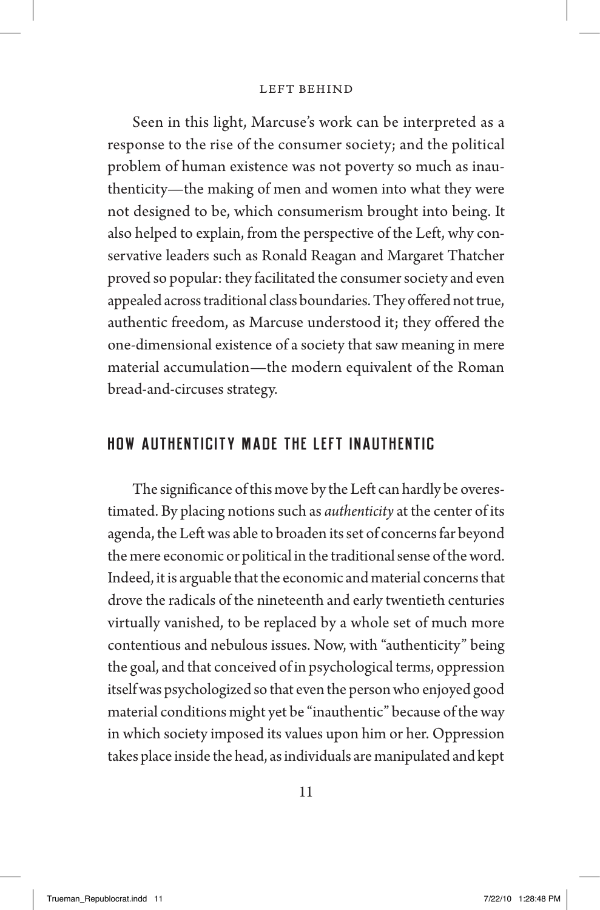Seen in this light, Marcuse's work can be interpreted as a response to the rise of the consumer society; and the political problem of human existence was not poverty so much as inauthenticity—the making of men and women into what they were not designed to be, which consumerism brought into being. It also helped to explain, from the perspective of the Left, why conservative leaders such as Ronald Reagan and Margaret Thatcher proved so popular: they facilitated the consumer society and even appealed across traditional class boundaries. They offered not true, authentic freedom, as Marcuse understood it; they offered the one-dimensional existence of a society that saw meaning in mere material accumulation—the modern equivalent of the Roman bread-and-circuses strategy.

## HOW AUTHENTICITY MADE THE LEFT INAUTHENTIC

The significance of this move by the Left can hardly be overestimated. By placing notions such as *authenticity* at the center of its agenda, the Left was able to broaden its set of concerns far beyond the mere economic or political in the traditional sense of the word. Indeed, it is arguable that the economic and material concerns that drove the radicals of the nineteenth and early twentieth centuries virtually vanished, to be replaced by a whole set of much more contentious and nebulous issues. Now, with "authenticity" being the goal, and that conceived of in psychological terms, oppression itself was psychologized so that even the person who enjoyed good material conditions might yet be "inauthentic" because of the way in which society imposed its values upon him or her. Oppression takes place inside the head, as individuals are manipulated and kept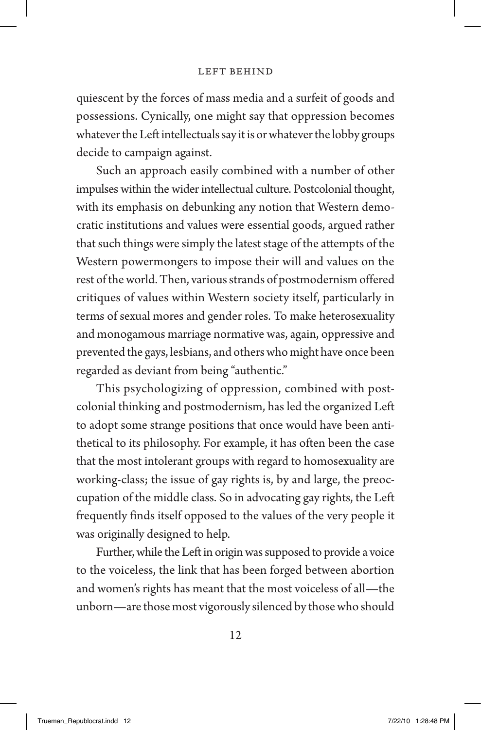quiescent by the forces of mass media and a surfeit of goods and possessions. Cynically, one might say that oppression becomes whatever the Left intellectuals say it is or whatever the lobby groups decide to campaign against.

Such an approach easily combined with a number of other impulses within the wider intellectual culture. Postcolonial thought, with its emphasis on debunking any notion that Western democratic institutions and values were essential goods, argued rather that such things were simply the latest stage of the attempts of the Western powermongers to impose their will and values on the rest of the world. Then, various strands of postmodernism offered critiques of values within Western society itself, particularly in terms of sexual mores and gender roles. To make heterosexuality and monogamous marriage normative was, again, oppressive and prevented the gays, lesbians, and others who might have once been regarded as deviant from being "authentic."

This psychologizing of oppression, combined with postcolonial thinking and postmodernism, has led the organized Left to adopt some strange positions that once would have been antithetical to its philosophy. For example, it has often been the case that the most intolerant groups with regard to homosexuality are working-class; the issue of gay rights is, by and large, the preoccupation of the middle class. So in advocating gay rights, the Left frequently finds itself opposed to the values of the very people it was originally designed to help.

Further, while the Left in origin was supposed to provide a voice to the voiceless, the link that has been forged between abortion and women's rights has meant that the most voiceless of all—the unborn—are those most vigorously silenced by those who should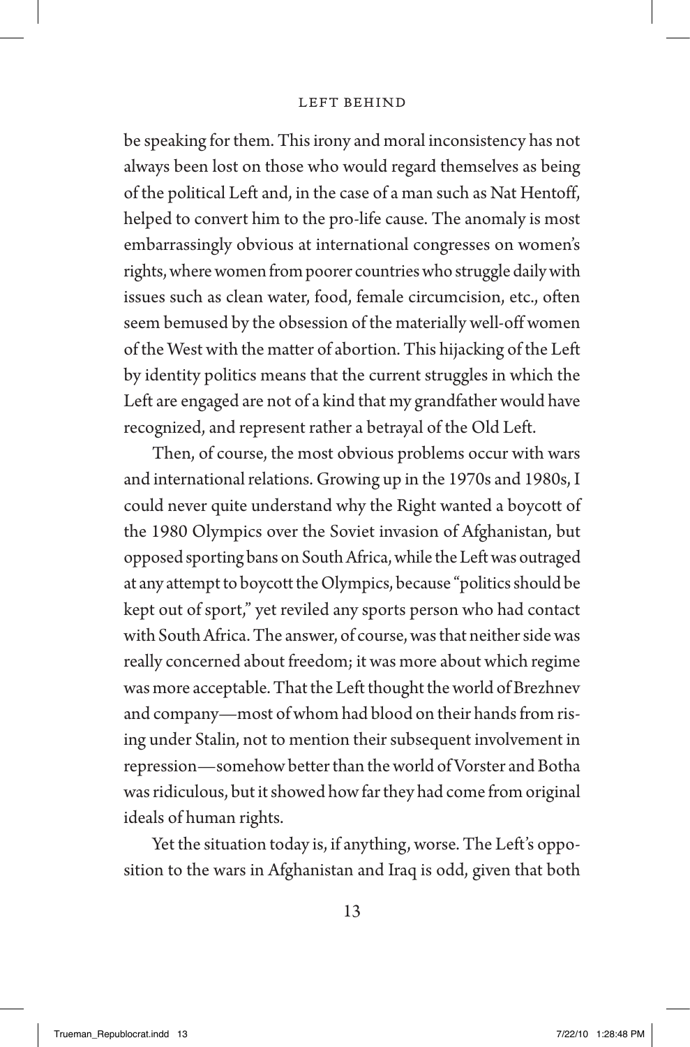be speaking for them. This irony and moral inconsistency has not always been lost on those who would regard themselves as being of the political Left and, in the case of a man such as Nat Hentoff, helped to convert him to the pro-life cause. The anomaly is most embarrassingly obvious at international congresses on women's rights, where women from poorer countries who struggle daily with issues such as clean water, food, female circumcision, etc., often seem bemused by the obsession of the materially well-off women of the West with the matter of abortion. This hijacking of the Left by identity politics means that the current struggles in which the Left are engaged are not of a kind that my grandfather would have recognized, and represent rather a betrayal of the Old Left.

Then, of course, the most obvious problems occur with wars and international relations. Growing up in the 1970s and 1980s, I could never quite understand why the Right wanted a boycott of the 1980 Olympics over the Soviet invasion of Afghanistan, but opposed sporting bans on South Africa, while the Left was outraged at any attempt to boycott the Olympics, because "politics should be kept out of sport," yet reviled any sports person who had contact with South Africa. The answer, of course, was that neither side was really concerned about freedom; it was more about which regime was more acceptable. That the Left thought the world of Brezhnev and company—most of whom had blood on their hands from rising under Stalin, not to mention their subsequent involvement in repression—somehow better than the world of Vorster and Botha was ridiculous, but it showed how far they had come from original ideals of human rights.

Yet the situation today is, if anything, worse. The Left's opposition to the wars in Afghanistan and Iraq is odd, given that both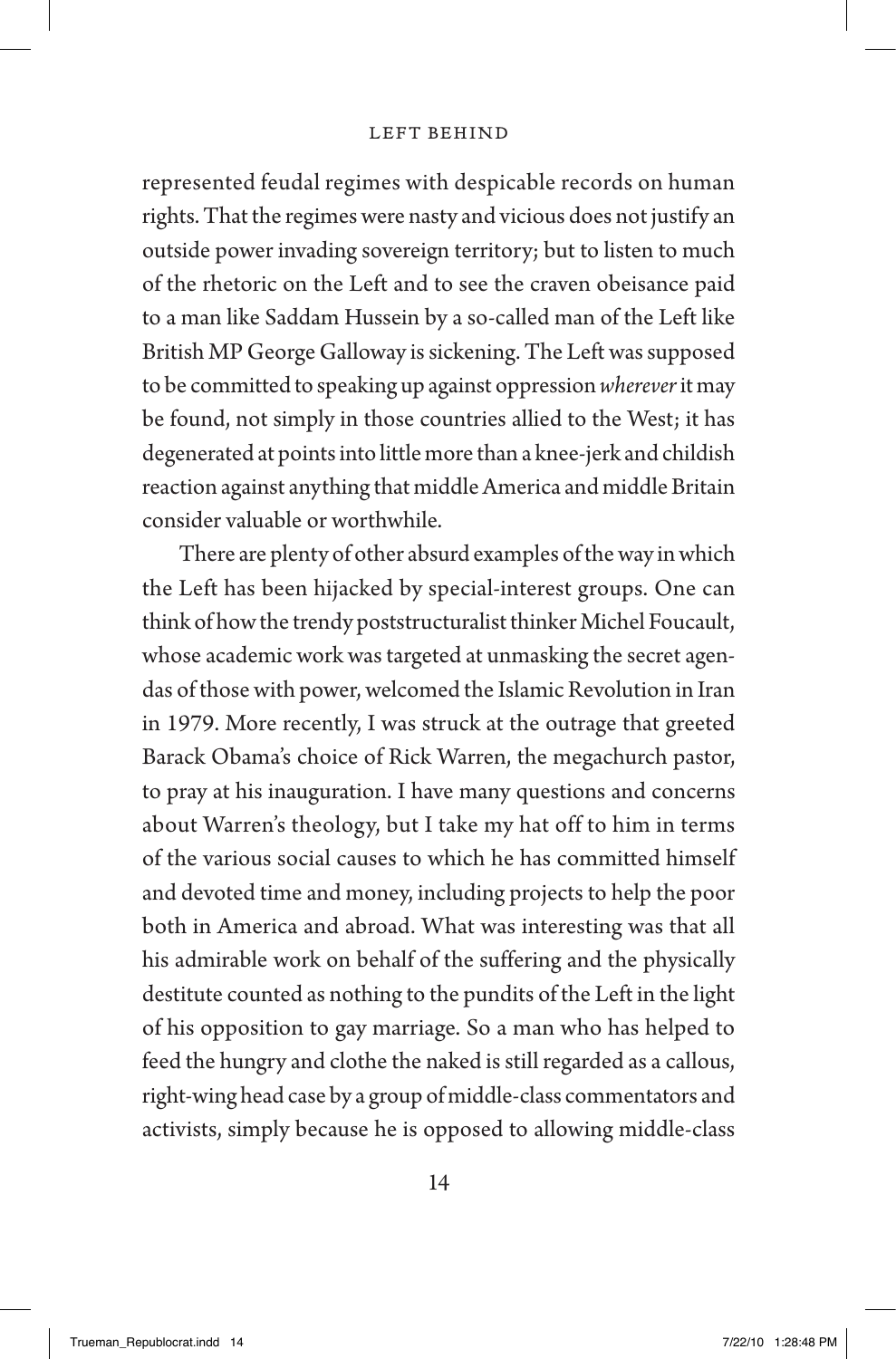represented feudal regimes with despicable records on human rights. That the regimes were nasty and vicious does not justify an outside power invading sovereign territory; but to listen to much of the rhetoric on the Left and to see the craven obeisance paid to a man like Saddam Hussein by a so-called man of the Left like British MP George Galloway is sickening. The Left was supposed to be committed to speaking up against oppression *wherever* it may be found, not simply in those countries allied to the West; it has degenerated at points into little more than a knee-jerk and childish reaction against anything that middle America and middle Britain consider valuable or worthwhile.

There are plenty of other absurd examples of the way in which the Left has been hijacked by special-interest groups. One can think of how the trendy poststructuralist thinker Michel Foucault, whose academic work was targeted at unmasking the secret agendas of those with power, welcomed the Islamic Revolution in Iran in 1979. More recently, I was struck at the outrage that greeted Barack Obama's choice of Rick Warren, the megachurch pastor, to pray at his inauguration. I have many questions and concerns about Warren's theology, but I take my hat off to him in terms of the various social causes to which he has committed himself and devoted time and money, including projects to help the poor both in America and abroad. What was interesting was that all his admirable work on behalf of the suffering and the physically destitute counted as nothing to the pundits of the Left in the light of his opposition to gay marriage. So a man who has helped to feed the hungry and clothe the naked is still regarded as a callous, right-wing head case by a group of middle-class commentators and activists, simply because he is opposed to allowing middle-class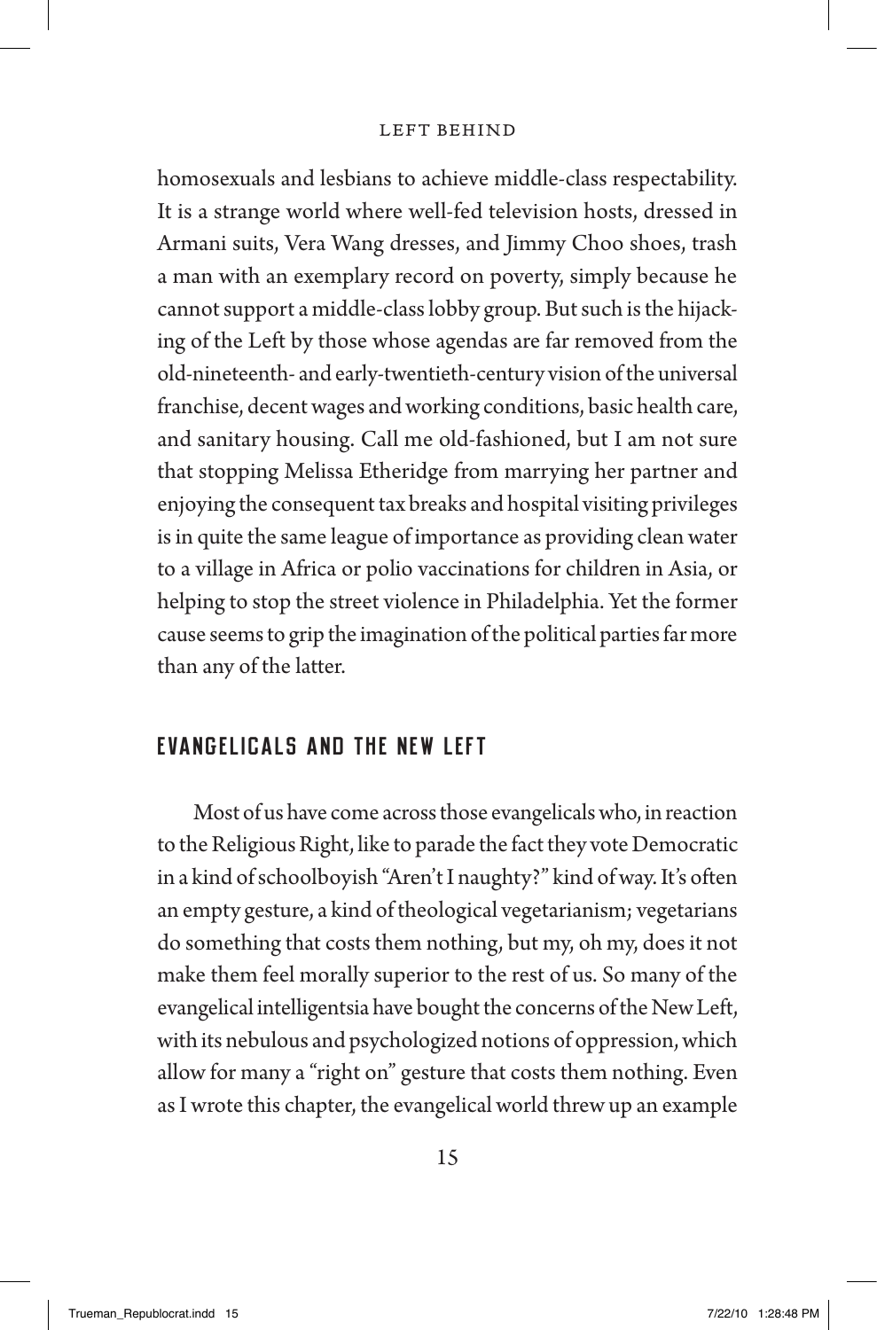homosexuals and lesbians to achieve middle-class respectability. It is a strange world where well-fed television hosts, dressed in Armani suits, Vera Wang dresses, and Jimmy Choo shoes, trash a man with an exemplary record on poverty, simply because he cannot support a middle-class lobby group. But such is the hijacking of the Left by those whose agendas are far removed from the old-nineteenth- and early-twentieth-century vision of the universal franchise, decent wages and working conditions, basic health care, and sanitary housing. Call me old-fashioned, but I am not sure that stopping Melissa Etheridge from marrying her partner and enjoying the consequent tax breaks and hospital visiting privileges is in quite the same league of importance as providing clean water to a village in Africa or polio vaccinations for children in Asia, or helping to stop the street violence in Philadelphia. Yet the former cause seems to grip the imagination of the political parties far more than any of the latter.

## EVANGELICALS AND THE NEW LEFT

Most of us have come across those evangelicals who, in reaction to the Religious Right, like to parade the fact they vote Democratic in a kind of schoolboyish "Aren't I naughty?" kind of way. It's often an empty gesture, a kind of theological vegetarianism; vegetarians do something that costs them nothing, but my, oh my, does it not make them feel morally superior to the rest of us. So many of the evangelical intelligentsia have bought the concerns of the New Left, with its nebulous and psychologized notions of oppression, which allow for many a "right on" gesture that costs them nothing. Even as I wrote this chapter, the evangelical world threw up an example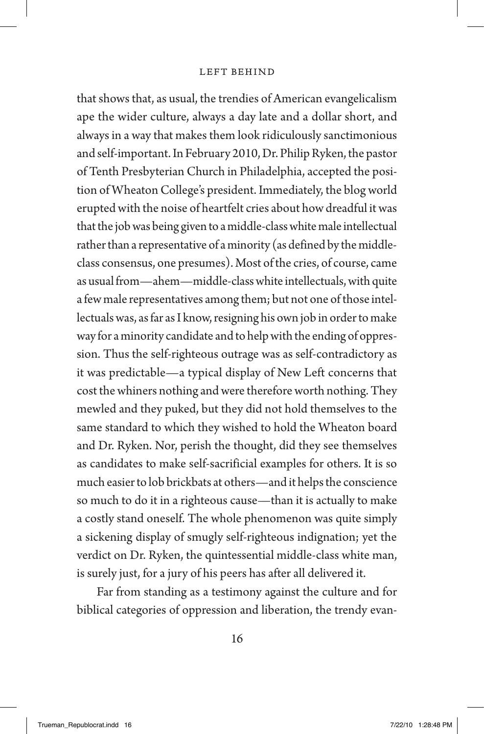that shows that, as usual, the trendies of American evangelicalism ape the wider culture, always a day late and a dollar short, and always in a way that makes them look ridiculously sanctimonious and self-important. In February 2010, Dr. Philip Ryken, the pastor of Tenth Presbyterian Church in Philadelphia, accepted the position of Wheaton College's president. Immediately, the blog world erupted with the noise of heartfelt cries about how dreadful it was that the job was being given to a middle-class white male intellectual rather than a representative of a minority (as defined by the middle-class consensus, one presumes). Most of the cries, of course, came as usual from—ahem—middle-class white intellectuals, with quite a few male representatives among them; but not one of those intellectuals was, as far as I know, resigning his own job in order to make way for a minority candidate and to help with the ending of oppression. Thus the self-righteous outrage was as self-contradictory as it was predictable—a typical display of New Left concerns that cost the whiners nothing and were therefore worth nothing. They mewled and they puked, but they did not hold themselves to the same standard to which they wished to hold the Wheaton board and Dr. Ryken. Nor, perish the thought, did they see themselves as candidates to make self-sacrificial examples for others. It is so much easier to lob brickbats at others—and it helps the conscience so much to do it in a righteous cause—than it is actually to make a costly stand oneself. The whole phenomenon was quite simply a sickening display of smugly self-righteous indignation; yet the verdict on Dr. Ryken, the quintessential middle-class white man, is surely just, for a jury of his peers has after all delivered it.

Far from standing as a testimony against the culture and for biblical categories of oppression and liberation, the trendy evan-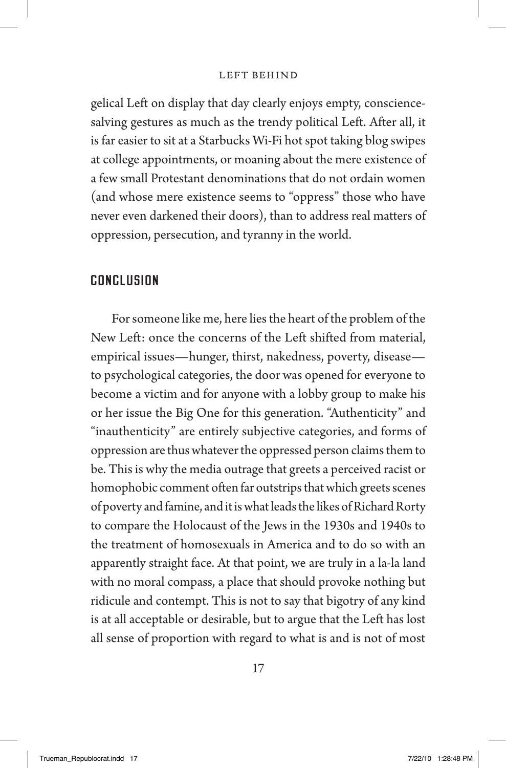gelical Left on display that day clearly enjoys empty, conscience-salving gestures as much as the trendy political Left. After all, it is far easier to sit at a Starbucks Wi-Fi hot spot taking blog swipes at college appointments, or moaning about the mere existence of a few small Protestant denominations that do not ordain women (and whose mere existence seems to "oppress" those who have never even darkened their doors), than to address real matters of oppression, persecution, and tyranny in the world.

## CONCLUSION

For someone like me, here lies the heart of the problem of the New Left: once the concerns of the Left shifted from material, empirical issues—hunger, thirst, nakedness, poverty, disease—to psychological categories, the door was opened for everyone to become a victim and for anyone with a lobby group to make his or her issue the Big One for this generation. "Authenticity" and "inauthenticity" are entirely subjective categories, and forms of oppression are thus whatever the oppressed person claims them to be. This is why the media outrage that greets a perceived racist or homophobic comment often far outstrips that which greets scenes of poverty and famine, and it is what leads the likes of Richard Rorty to compare the Holocaust of the Jews in the 1930s and 1940s to the treatment of homosexuals in America and to do so with an apparently straight face. At that point, we are truly in a la-la land with no moral compass, a place that should provoke nothing but ridicule and contempt. This is not to say that bigotry of any kind is at all acceptable or desirable, but to argue that the Left has lost all sense of proportion with regard to what is and is not of most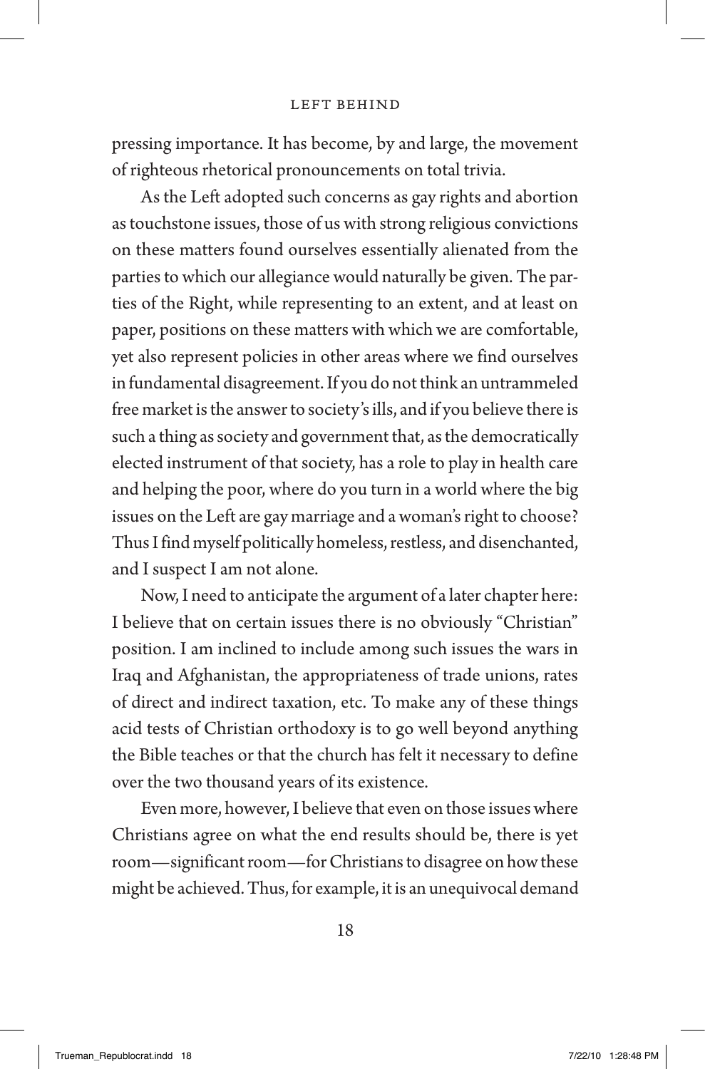pressing importance. It has become, by and large, the movement of righteous rhetorical pronouncements on total trivia.

As the Left adopted such concerns as gay rights and abortion as touchstone issues, those of us with strong religious convictions on these matters found ourselves essentially alienated from the parties to which our allegiance would naturally be given. The parties of the Right, while representing to an extent, and at least on paper, positions on these matters with which we are comfortable, yet also represent policies in other areas where we find ourselves in fundamental disagreement. If you do not think an untrammeled free market is the answer to society's ills, and if you believe there is such a thing as society and government that, as the democratically elected instrument of that society, has a role to play in health care and helping the poor, where do you turn in a world where the big issues on the Left are gay marriage and a woman's right to choose? Thus I find myself politically homeless, restless, and disenchanted, and I suspect I am not alone.

Now, I need to anticipate the argument of a later chapter here: I believe that on certain issues there is no obviously "Christian" position. I am inclined to include among such issues the wars in Iraq and Afghanistan, the appropriateness of trade unions, rates of direct and indirect taxation, etc. To make any of these things acid tests of Christian orthodoxy is to go well beyond anything the Bible teaches or that the church has felt it necessary to define over the two thousand years of its existence.

Even more, however, I believe that even on those issues where Christians agree on what the end results should be, there is yet room—significant room—for Christians to disagree on how these might be achieved. Thus, for example, it is an unequivocal demand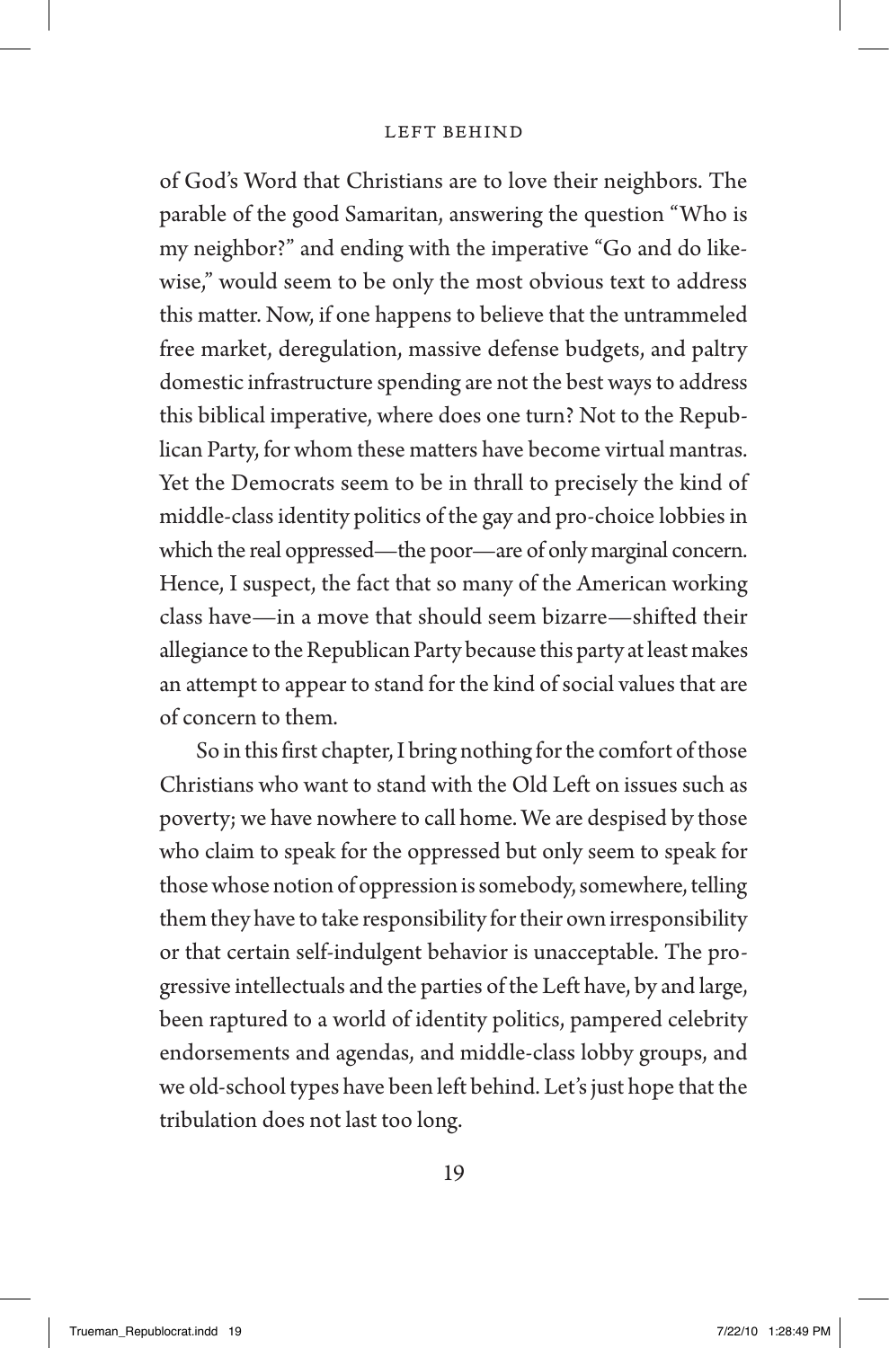of God's Word that Christians are to love their neighbors. The parable of the good Samaritan, answering the question "Who is my neighbor?" and ending with the imperative "Go and do likewise," would seem to be only the most obvious text to address this matter. Now, if one happens to believe that the untrammeled free market, deregulation, massive defense budgets, and paltry domestic infrastructure spending are not the best ways to address this biblical imperative, where does one turn? Not to the Republican Party, for whom these matters have become virtual mantras. Yet the Democrats seem to be in thrall to precisely the kind of middle-class identity politics of the gay and pro-choice lobbies in which the real oppressed—the poor—are of only marginal concern. Hence, I suspect, the fact that so many of the American working class have—in a move that should seem bizarre—shifted their allegiance to the Republican Party because this party at least makes an attempt to appear to stand for the kind of social values that are of concern to them.

So in this first chapter, I bring nothing for the comfort of those Christians who want to stand with the Old Left on issues such as poverty; we have nowhere to call home. We are despised by those who claim to speak for the oppressed but only seem to speak for those whose notion of oppression is somebody, somewhere, telling them they have to take responsibility for their own irresponsibility or that certain self-indulgent behavior is unacceptable. The progressive intellectuals and the parties of the Left have, by and large, been raptured to a world of identity politics, pampered celebrity endorsements and agendas, and middle-class lobby groups, and we old-school types have been left behind. Let's just hope that the tribulation does not last too long.